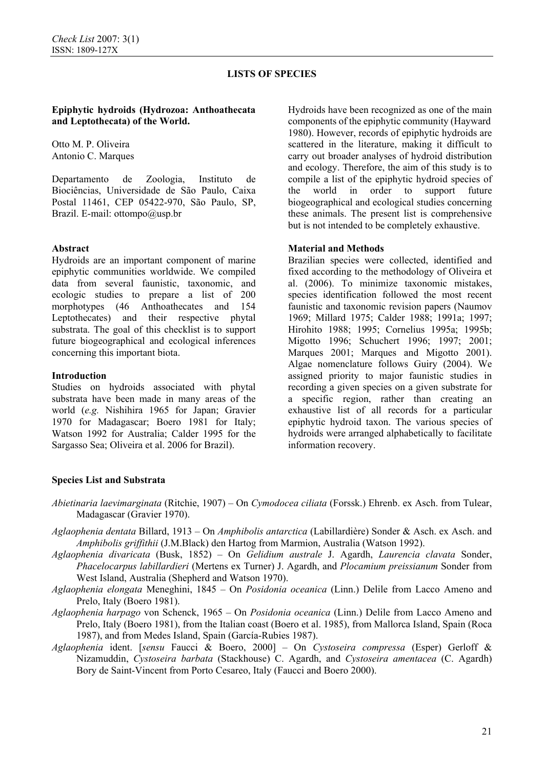## LISTS OF SPECIES

**Epiphytic hydroids (Hydrozoa: Anthoathecata and Leptothecata) of the World.**

Otto M. P. Oliveira
Antonio C. Marques

Departamento de Zoologia, Instituto de Biociências, Universidade de São Paulo, Caixa Postal 11461, CEP 05422-970, São Paulo, SP, Brazil. E-mail: ottompo@usp.br

### Abstract

Hydroids are an important component of marine epiphytic communities worldwide. We compiled data from several faunistic, taxonomic, and ecologic studies to prepare a list of 200 morphotypes (46 Anthoathecates and 154 Leptothecates) and their respective phytal substrata. The goal of this checklist is to support future biogeographical and ecological inferences concerning this important biota.

### Introduction

Studies on hydroids associated with phytal substrata have been made in many areas of the world (*e.g.* Nishihira 1965 for Japan; Gravier 1970 for Madagascar; Boero 1981 for Italy; Watson 1992 for Australia; Calder 1995 for the Sargasso Sea; Oliveira et al. 2006 for Brazil).

Hydroids have been recognized as one of the main components of the epiphytic community (Hayward 1980). However, records of epiphytic hydroids are scattered in the literature, making it difficult to carry out broader analyses of hydroid distribution and ecology. Therefore, the aim of this study is to compile a list of the epiphytic hydroid species of the world in order to support future biogeographical and ecological studies concerning these animals. The present list is comprehensive but is not intended to be completely exhaustive.

### Material and Methods

Brazilian species were collected, identified and fixed according to the methodology of Oliveira et al. (2006). To minimize taxonomic mistakes, species identification followed the most recent faunistic and taxonomic revision papers (Naumov 1969; Millard 1975; Calder 1988; 1991a; 1997; Hirohito 1988; 1995; Cornelius 1995a; 1995b; Migotto 1996; Schuchert 1996; 1997; 2001; Marques 2001; Marques and Migotto 2001). Algae nomenclature follows Guiry (2004). We assigned priority to major faunistic studies in recording a given species on a given substrate for a specific region, rather than creating an exhaustive list of all records for a particular epiphytic hydroid taxon. The various species of hydroids were arranged alphabetically to facilitate information recovery.

### Species List and Substrata

*Abietinaria laevimarginata* (Ritchie, 1907) – On *Cymodocea ciliata* (Forssk.) Ehrenb. ex Asch. from Tulear, Madagascar (Gravier 1970).

*Aglaophenia dentata* Billard, 1913 – On *Amphibolis antarctica* (Labillardière) Sonder & Asch. ex Asch. and *Amphibolis griffithii* (J.M.Black) den Hartog from Marmion, Australia (Watson 1992).

*Aglaophenia divaricata* (Busk, 1852) – On *Gelidium australe* J. Agardh, *Laurencia clavata* Sonder, *Phacelocarpus labillardieri* (Mertens ex Turner) J. Agardh, and *Plocamium preissianum* Sonder from West Island, Australia (Shepherd and Watson 1970).

*Aglaophenia elongata* Meneghini, 1845 – On *Posidonia oceanica* (Linn.) Delile from Lacco Ameno and Prelo, Italy (Boero 1981).

*Aglaophenia harpago* von Schenck, 1965 – On *Posidonia oceanica* (Linn.) Delile from Lacco Ameno and Prelo, Italy (Boero 1981), from the Italian coast (Boero et al. 1985), from Mallorca Island, Spain (Roca 1987), and from Medes Island, Spain (García-Rubies 1987).

*Aglaophenia* ident. [*sensu* Faucci & Boero, 2000] – On *Cystoseira compressa* (Esper) Gerloff & Nizamuddin, *Cystoseira barbata* (Stackhouse) C. Agardh, and *Cystoseira amentacea* (C. Agardh) Bory de Saint-Vincent from Porto Cesareo, Italy (Faucci and Boero 2000).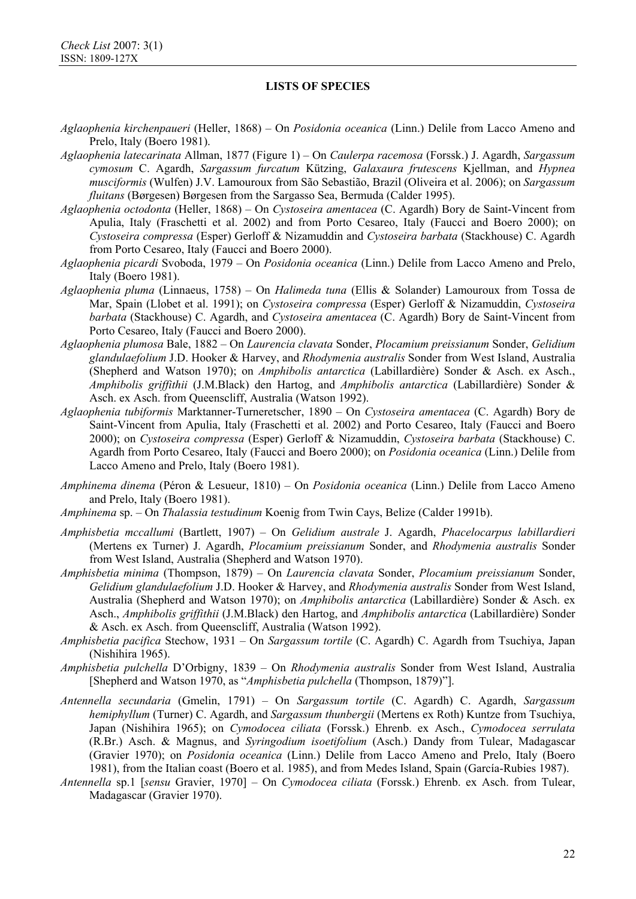## LISTS OF SPECIES

*Aglaophenia kirchenpaueri* (Heller, 1868) – On *Posidonia oceanica* (Linn.) Delile from Lacco Ameno and Prelo, Italy (Boero 1981).

*Aglaophenia latecarinata* Allman, 1877 (Figure 1) – On *Caulerpa racemosa* (Forssk.) J. Agardh, *Sargassum cymosum* C. Agardh, *Sargassum furcatum* Kützing, *Galaxaura frutescens* Kjellman, and *Hypnea musciformis* (Wulfen) J.V. Lamouroux from São Sebastião, Brazil (Oliveira et al. 2006); on *Sargassum fluitans* (Børgesen) Børgesen from the Sargasso Sea, Bermuda (Calder 1995).

*Aglaophenia octodonta* (Heller, 1868) – On *Cystoseira amentacea* (C. Agardh) Bory de Saint-Vincent from Apulia, Italy (Fraschetti et al. 2002) and from Porto Cesareo, Italy (Faucci and Boero 2000); on *Cystoseira compressa* (Esper) Gerloff & Nizamuddin and *Cystoseira barbata* (Stackhouse) C. Agardh from Porto Cesareo, Italy (Faucci and Boero 2000).

*Aglaophenia picardi* Svoboda, 1979 – On *Posidonia oceanica* (Linn.) Delile from Lacco Ameno and Prelo, Italy (Boero 1981).

*Aglaophenia pluma* (Linnaeus, 1758) – On *Halimeda tuna* (Ellis & Solander) Lamouroux from Tossa de Mar, Spain (Llobet et al. 1991); on *Cystoseira compressa* (Esper) Gerloff & Nizamuddin, *Cystoseira barbata* (Stackhouse) C. Agardh, and *Cystoseira amentacea* (C. Agardh) Bory de Saint-Vincent from Porto Cesareo, Italy (Faucci and Boero 2000).

*Aglaophenia plumosa* Bale, 1882 – On *Laurencia clavata* Sonder, *Plocamium preissianum* Sonder, *Gelidium glandulaefolium* J.D. Hooker & Harvey, and *Rhodymenia australis* Sonder from West Island, Australia (Shepherd and Watson 1970); on *Amphibolis antarctica* (Labillardière) Sonder & Asch. ex Asch., *Amphibolis griffithii* (J.M.Black) den Hartog, and *Amphibolis antarctica* (Labillardière) Sonder & Asch. ex Asch. from Queenscliff, Australia (Watson 1992).

*Aglaophenia tubiformis* Marktanner-Turneretscher, 1890 – On *Cystoseira amentacea* (C. Agardh) Bory de Saint-Vincent from Apulia, Italy (Fraschetti et al. 2002) and Porto Cesareo, Italy (Faucci and Boero 2000); on *Cystoseira compressa* (Esper) Gerloff & Nizamuddin, *Cystoseira barbata* (Stackhouse) C. Agardh from Porto Cesareo, Italy (Faucci and Boero 2000); on *Posidonia oceanica* (Linn.) Delile from Lacco Ameno and Prelo, Italy (Boero 1981).

*Amphinema dinema* (Péron & Lesueur, 1810) – On *Posidonia oceanica* (Linn.) Delile from Lacco Ameno and Prelo, Italy (Boero 1981).

*Amphinema* sp. – On *Thalassia testudinum* Koenig from Twin Cays, Belize (Calder 1991b).

*Amphisbetia mccallumi* (Bartlett, 1907) – On *Gelidium australe* J. Agardh, *Phacelocarpus labillardieri* (Mertens ex Turner) J. Agardh, *Plocamium preissianum* Sonder, and *Rhodymenia australis* Sonder from West Island, Australia (Shepherd and Watson 1970).

*Amphisbetia minima* (Thompson, 1879) – On *Laurencia clavata* Sonder, *Plocamium preissianum* Sonder, *Gelidium glandulaefolium* J.D. Hooker & Harvey, and *Rhodymenia australis* Sonder from West Island, Australia (Shepherd and Watson 1970); on *Amphibolis antarctica* (Labillardière) Sonder & Asch. ex Asch., *Amphibolis griffithii* (J.M.Black) den Hartog, and *Amphibolis antarctica* (Labillardière) Sonder & Asch. ex Asch. from Queenscliff, Australia (Watson 1992).

*Amphisbetia pacifica* Stechow, 1931 – On *Sargassum tortile* (C. Agardh) C. Agardh from Tsuchiya, Japan (Nishihira 1965).

*Amphisbetia pulchella* D'Orbigny, 1839 – On *Rhodymenia australis* Sonder from West Island, Australia [Shepherd and Watson 1970, as "*Amphisbetia pulchella* (Thompson, 1879)"].

*Antennella secundaria* (Gmelin, 1791) – On *Sargassum tortile* (C. Agardh) C. Agardh, *Sargassum hemiphyllum* (Turner) C. Agardh, and *Sargassum thunbergii* (Mertens ex Roth) Kuntze from Tsuchiya, Japan (Nishihira 1965); on *Cymodocea ciliata* (Forssk.) Ehrenb. ex Asch., *Cymodocea serrulata* (R.Br.) Asch. & Magnus, and *Syringodium isoetifolium* (Asch.) Dandy from Tulear, Madagascar (Gravier 1970); on *Posidonia oceanica* (Linn.) Delile from Lacco Ameno and Prelo, Italy (Boero 1981), from the Italian coast (Boero et al. 1985), and from Medes Island, Spain (García-Rubies 1987).

*Antennella* sp.1 [*sensu* Gravier, 1970] – On *Cymodocea ciliata* (Forssk.) Ehrenb. ex Asch. from Tulear, Madagascar (Gravier 1970).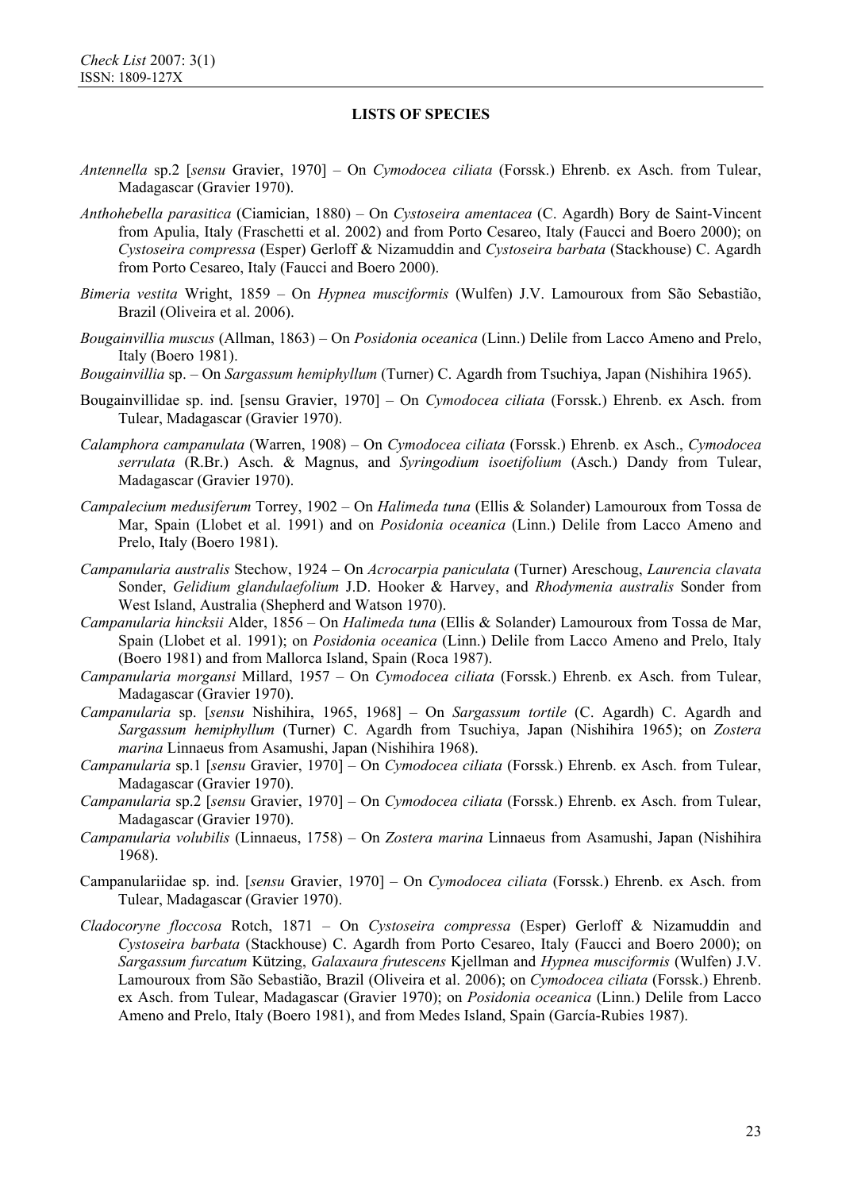**LISTS OF SPECIES**

*Antennella* sp.2 [*sensu* Gravier, 1970] – On *Cymodocea ciliata* (Forssk.) Ehrenb. ex Asch. from Tulear, Madagascar (Gravier 1970).

*Anthohebella parasitica* (Ciamician, 1880) – On *Cystoseira amentacea* (C. Agardh) Bory de Saint-Vincent from Apulia, Italy (Fraschetti et al. 2002) and from Porto Cesareo, Italy (Faucci and Boero 2000); on *Cystoseira compressa* (Esper) Gerloff & Nizamuddin and *Cystoseira barbata* (Stackhouse) C. Agardh from Porto Cesareo, Italy (Faucci and Boero 2000).

*Bimeria vestita* Wright, 1859 – On *Hypnea musciformis* (Wulfen) J.V. Lamouroux from São Sebastião, Brazil (Oliveira et al. 2006).

*Bougainvillia muscus* (Allman, 1863) – On *Posidonia oceanica* (Linn.) Delile from Lacco Ameno and Prelo, Italy (Boero 1981).

*Bougainvillia* sp. – On *Sargassum hemiphyllum* (Turner) C. Agardh from Tsuchiya, Japan (Nishihira 1965).

Bougainvillidae sp. ind. [sensu Gravier, 1970] – On *Cymodocea ciliata* (Forssk.) Ehrenb. ex Asch. from Tulear, Madagascar (Gravier 1970).

*Calamphora campanulata* (Warren, 1908) – On *Cymodocea ciliata* (Forssk.) Ehrenb. ex Asch., *Cymodocea serrulata* (R.Br.) Asch. & Magnus, and *Syringodium isoetifolium* (Asch.) Dandy from Tulear, Madagascar (Gravier 1970).

*Campalecium medusiferum* Torrey, 1902 – On *Halimeda tuna* (Ellis & Solander) Lamouroux from Tossa de Mar, Spain (Llobet et al. 1991) and on *Posidonia oceanica* (Linn.) Delile from Lacco Ameno and Prelo, Italy (Boero 1981).

*Campanularia australis* Stechow, 1924 – On *Acrocarpia paniculata* (Turner) Areschoug, *Laurencia clavata* Sonder, *Gelidium glandulaefolium* J.D. Hooker & Harvey, and *Rhodymenia australis* Sonder from West Island, Australia (Shepherd and Watson 1970).

*Campanularia hincksii* Alder, 1856 – On *Halimeda tuna* (Ellis & Solander) Lamouroux from Tossa de Mar, Spain (Llobet et al. 1991); on *Posidonia oceanica* (Linn.) Delile from Lacco Ameno and Prelo, Italy (Boero 1981) and from Mallorca Island, Spain (Roca 1987).

*Campanularia morgansi* Millard, 1957 – On *Cymodocea ciliata* (Forssk.) Ehrenb. ex Asch. from Tulear, Madagascar (Gravier 1970).

*Campanularia* sp. [*sensu* Nishihira, 1965, 1968] – On *Sargassum tortile* (C. Agardh) C. Agardh and *Sargassum hemiphyllum* (Turner) C. Agardh from Tsuchiya, Japan (Nishihira 1965); on *Zostera marina* Linnaeus from Asamushi, Japan (Nishihira 1968).

*Campanularia* sp.1 [*sensu* Gravier, 1970] – On *Cymodocea ciliata* (Forssk.) Ehrenb. ex Asch. from Tulear, Madagascar (Gravier 1970).

*Campanularia* sp.2 [*sensu* Gravier, 1970] – On *Cymodocea ciliata* (Forssk.) Ehrenb. ex Asch. from Tulear, Madagascar (Gravier 1970).

*Campanularia volubilis* (Linnaeus, 1758) – On *Zostera marina* Linnaeus from Asamushi, Japan (Nishihira 1968).

Campanulariidae sp. ind. [*sensu* Gravier, 1970] – On *Cymodocea ciliata* (Forssk.) Ehrenb. ex Asch. from Tulear, Madagascar (Gravier 1970).

*Cladocoryne floccosa* Rotch, 1871 – On *Cystoseira compressa* (Esper) Gerloff & Nizamuddin and *Cystoseira barbata* (Stackhouse) C. Agardh from Porto Cesareo, Italy (Faucci and Boero 2000); on *Sargassum furcatum* Kützing, *Galaxaura frutescens* Kjellman and *Hypnea musciformis* (Wulfen) J.V. Lamouroux from São Sebastião, Brazil (Oliveira et al. 2006); on *Cymodocea ciliata* (Forssk.) Ehrenb. ex Asch. from Tulear, Madagascar (Gravier 1970); on *Posidonia oceanica* (Linn.) Delile from Lacco Ameno and Prelo, Italy (Boero 1981), and from Medes Island, Spain (García-Rubies 1987).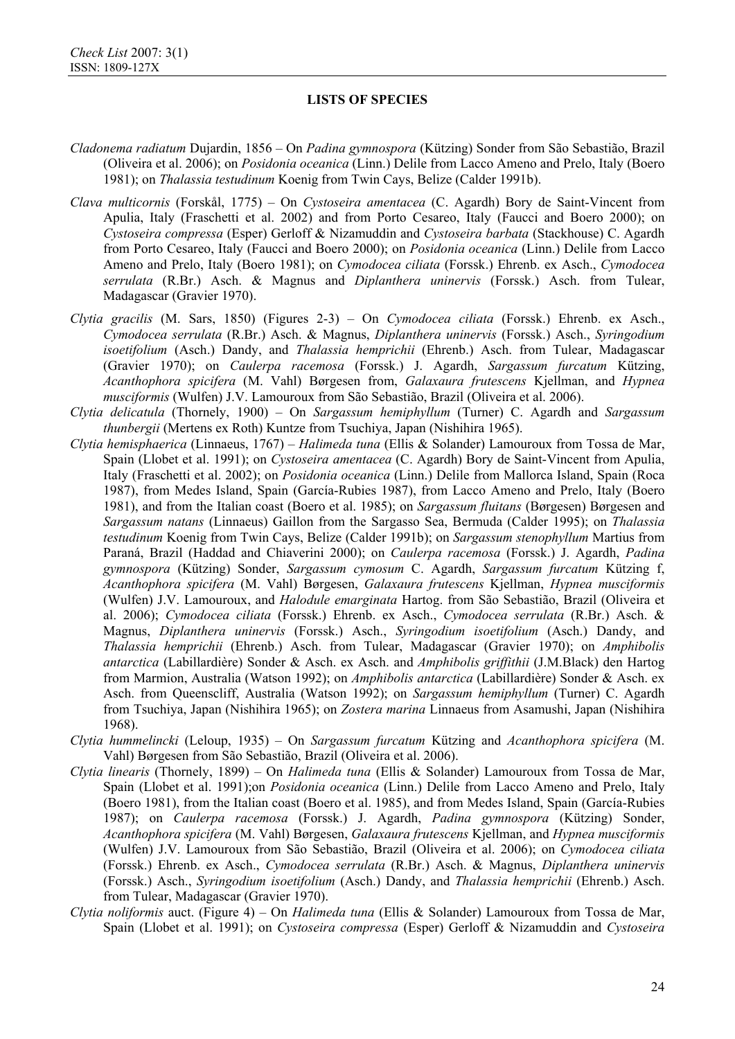## LISTS OF SPECIES

*Cladonema radiatum* Dujardin, 1856 – On *Padina gymnospora* (Kützing) Sonder from São Sebastião, Brazil (Oliveira et al. 2006); on *Posidonia oceanica* (Linn.) Delile from Lacco Ameno and Prelo, Italy (Boero 1981); on *Thalassia testudinum* Koenig from Twin Cays, Belize (Calder 1991b).

*Clava multicornis* (Forsskål, 1775) – On *Cystoseira amentacea* (C. Agardh) Bory de Saint-Vincent from Apulia, Italy (Fraschetti et al. 2002) and from Porto Cesareo, Italy (Faucci and Boero 2000); on *Cystoseira compressa* (Esper) Gerloff & Nizamuddin and *Cystoseira barbata* (Stackhouse) C. Agardh from Porto Cesareo, Italy (Faucci and Boero 2000); on *Posidonia oceanica* (Linn.) Delile from Lacco Ameno and Prelo, Italy (Boero 1981); on *Cymodocea ciliata* (Forssk.) Ehrenb. ex Asch., *Cymodocea serrulata* (R.Br.) Asch. & Magnus and *Diplanthera uninervis* (Forssk.) Asch. from Tulear, Madagascar (Gravier 1970).

*Clytia gracilis* (M. Sars, 1850) (Figures 2-3) – On *Cymodocea ciliata* (Forssk.) Ehrenb. ex Asch., *Cymodocea serrulata* (R.Br.) Asch. & Magnus, *Diplanthera uninervis* (Forssk.) Asch., *Syringodium isoetifolium* (Asch.) Dandy, and *Thalassia hemprichii* (Ehrenb.) Asch. from Tulear, Madagascar (Gravier 1970); on *Caulerpa racemosa* (Forssk.) J. Agardh, *Sargassum furcatum* Kützing, *Acanthophora spicifera* (M. Vahl) Børgesen from, *Galaxaura frutescens* Kjellman, and *Hypnea musciformis* (Wulfen) J.V. Lamouroux from São Sebastião, Brazil (Oliveira et al. 2006).

*Clytia delicatula* (Thornely, 1900) – On *Sargassum hemiphyllum* (Turner) C. Agardh and *Sargassum thunbergii* (Mertens ex Roth) Kuntze from Tsuchiya, Japan (Nishihira 1965).

*Clytia hemisphaerica* (Linnaeus, 1767) – *Halimeda tuna* (Ellis & Solander) Lamouroux from Tossa de Mar, Spain (Llobet et al. 1991); on *Cystoseira amentacea* (C. Agardh) Bory de Saint-Vincent from Apulia, Italy (Fraschetti et al. 2002); on *Posidonia oceanica* (Linn.) Delile from Mallorca Island, Spain (Roca 1987), from Medes Island, Spain (García-Rubies 1987), from Lacco Ameno and Prelo, Italy (Boero 1981), and from the Italian coast (Boero et al. 1985); on *Sargassum fluitans* (Børgesen) Børgesen and *Sargassum natans* (Linnaeus) Gaillon from the Sargasso Sea, Bermuda (Calder 1995); on *Thalassia testudinum* Koenig from Twin Cays, Belize (Calder 1991b); on *Sargassum stenophyllum* Martius from Paraná, Brazil (Haddad and Chiaverini 2000); on *Caulerpa racemosa* (Forssk.) J. Agardh, *Padina gymnospora* (Kützing) Sonder, *Sargassum cymosum* C. Agardh, *Sargassum furcatum* Kützing f, *Acanthophora spicifera* (M. Vahl) Børgesen, *Galaxaura frutescens* Kjellman, *Hypnea musciformis* (Wulfen) J.V. Lamouroux, and *Halodule emarginata* Hartog. from São Sebastião, Brazil (Oliveira et al. 2006); *Cymodocea ciliata* (Forssk.) Ehrenb. ex Asch., *Cymodocea serrulata* (R.Br.) Asch. & Magnus, *Diplanthera uninervis* (Forssk.) Asch., *Syringodium isoetifolium* (Asch.) Dandy, and *Thalassia hemprichii* (Ehrenb.) Asch. from Tulear, Madagascar (Gravier 1970); on *Amphibolis antarctica* (Labillardière) Sonder & Asch. ex Asch. and *Amphibolis griffithii* (J.M.Black) den Hartog from Marmion, Australia (Watson 1992); on *Amphibolis antarctica* (Labillardière) Sonder & Asch. ex Asch. from Queenscliff, Australia (Watson 1992); on *Sargassum hemiphyllum* (Turner) C. Agardh from Tsuchiya, Japan (Nishihira 1965); on *Zostera marina* Linnaeus from Asamushi, Japan (Nishihira 1968).

*Clytia hummelincki* (Leloup, 1935) – On *Sargassum furcatum* Kützing and *Acanthophora spicifera* (M. Vahl) Børgesen from São Sebastião, Brazil (Oliveira et al. 2006).

*Clytia linearis* (Thornely, 1899) – On *Halimeda tuna* (Ellis & Solander) Lamouroux from Tossa de Mar, Spain (Llobet et al. 1991);on *Posidonia oceanica* (Linn.) Delile from Lacco Ameno and Prelo, Italy (Boero 1981), from the Italian coast (Boero et al. 1985), and from Medes Island, Spain (García-Rubies 1987); on *Caulerpa racemosa* (Forssk.) J. Agardh, *Padina gymnospora* (Kützing) Sonder, *Acanthophora spicifera* (M. Vahl) Børgesen, *Galaxaura frutescens* Kjellman, and *Hypnea musciformis* (Wulfen) J.V. Lamouroux from São Sebastião, Brazil (Oliveira et al. 2006); on *Cymodocea ciliata* (Forssk.) Ehrenb. ex Asch., *Cymodocea serrulata* (R.Br.) Asch. & Magnus, *Diplanthera uninervis* (Forssk.) Asch., *Syringodium isoetifolium* (Asch.) Dandy, and *Thalassia hemprichii* (Ehrenb.) Asch. from Tulear, Madagascar (Gravier 1970).

*Clytia noliformis* auct. (Figure 4) – On *Halimeda tuna* (Ellis & Solander) Lamouroux from Tossa de Mar, Spain (Llobet et al. 1991); on *Cystoseira compressa* (Esper) Gerloff & Nizamuddin and *Cystoseira*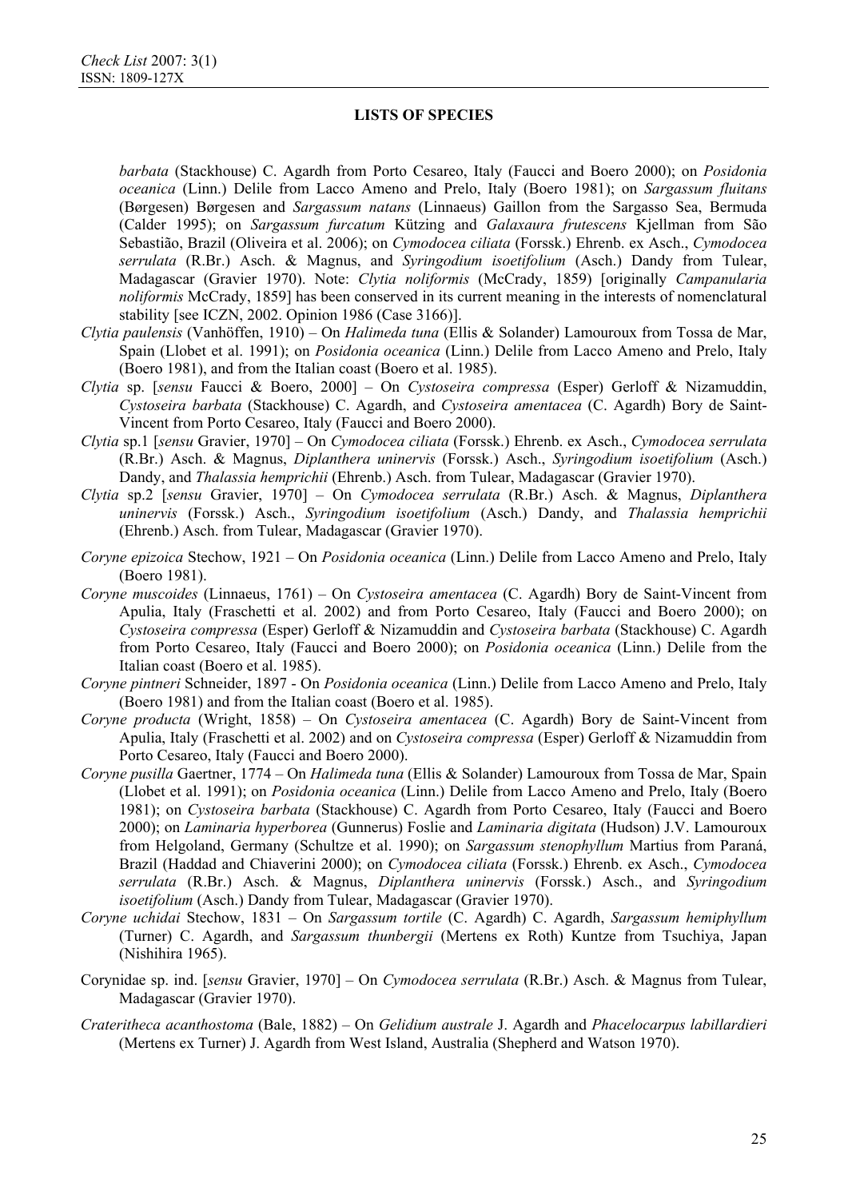## LISTS OF SPECIES

*barbata* (Stackhouse) C. Agardh from Porto Cesareo, Italy (Faucci and Boero 2000); on *Posidonia oceanica* (Linn.) Delile from Lacco Ameno and Prelo, Italy (Boero 1981); on *Sargassum fluitans* (Børgesen) Børgesen and *Sargassum natans* (Linnaeus) Gaillon from the Sargasso Sea, Bermuda (Calder 1995); on *Sargassum furcatum* Kützing and *Galaxaura frutescens* Kjellman from São Sebastião, Brazil (Oliveira et al. 2006); on *Cymodocea ciliata* (Forssk.) Ehrenb. ex Asch., *Cymodocea serrulata* (R.Br.) Asch. & Magnus, and *Syringodium isoetifolium* (Asch.) Dandy from Tulear, Madagascar (Gravier 1970). Note: *Clytia noliformis* (McCrady, 1859) [originally *Campanularia noliformis* McCrady, 1859] has been conserved in its current meaning in the interests of nomenclatural stability [see ICZN, 2002. Opinion 1986 (Case 3166)].

*Clytia paulensis* (Vanhöffen, 1910) – On *Halimeda tuna* (Ellis & Solander) Lamouroux from Tossa de Mar, Spain (Llobet et al. 1991); on *Posidonia oceanica* (Linn.) Delile from Lacco Ameno and Prelo, Italy (Boero 1981), and from the Italian coast (Boero et al. 1985).

*Clytia* sp. [*sensu* Faucci & Boero, 2000] – On *Cystoseira compressa* (Esper) Gerloff & Nizamuddin, *Cystoseira barbata* (Stackhouse) C. Agardh, and *Cystoseira amentacea* (C. Agardh) Bory de Saint-Vincent from Porto Cesareo, Italy (Faucci and Boero 2000).

*Clytia* sp.1 [*sensu* Gravier, 1970] – On *Cymodocea ciliata* (Forssk.) Ehrenb. ex Asch., *Cymodocea serrulata* (R.Br.) Asch. & Magnus, *Diplanthera uninervis* (Forssk.) Asch., *Syringodium isoetifolium* (Asch.) Dandy, and *Thalassia hemprichii* (Ehrenb.) Asch. from Tulear, Madagascar (Gravier 1970).

*Clytia* sp.2 [*sensu* Gravier, 1970] – On *Cymodocea serrulata* (R.Br.) Asch. & Magnus, *Diplanthera uninervis* (Forssk.) Asch., *Syringodium isoetifolium* (Asch.) Dandy, and *Thalassia hemprichii* (Ehrenb.) Asch. from Tulear, Madagascar (Gravier 1970).

*Coryne epizoica* Stechow, 1921 – On *Posidonia oceanica* (Linn.) Delile from Lacco Ameno and Prelo, Italy (Boero 1981).

*Coryne muscoides* (Linnaeus, 1761) – On *Cystoseira amentacea* (C. Agardh) Bory de Saint-Vincent from Apulia, Italy (Fraschetti et al. 2002) and from Porto Cesareo, Italy (Faucci and Boero 2000); on *Cystoseira compressa* (Esper) Gerloff & Nizamuddin and *Cystoseira barbata* (Stackhouse) C. Agardh from Porto Cesareo, Italy (Faucci and Boero 2000); on *Posidonia oceanica* (Linn.) Delile from the Italian coast (Boero et al. 1985).

*Coryne pintneri* Schneider, 1897 - On *Posidonia oceanica* (Linn.) Delile from Lacco Ameno and Prelo, Italy (Boero 1981) and from the Italian coast (Boero et al. 1985).

*Coryne producta* (Wright, 1858) – On *Cystoseira amentacea* (C. Agardh) Bory de Saint-Vincent from Apulia, Italy (Fraschetti et al. 2002) and on *Cystoseira compressa* (Esper) Gerloff & Nizamuddin from Porto Cesareo, Italy (Faucci and Boero 2000).

*Coryne pusilla* Gaertner, 1774 – On *Halimeda tuna* (Ellis & Solander) Lamouroux from Tossa de Mar, Spain (Llobet et al. 1991); on *Posidonia oceanica* (Linn.) Delile from Lacco Ameno and Prelo, Italy (Boero 1981); on *Cystoseira barbata* (Stackhouse) C. Agardh from Porto Cesareo, Italy (Faucci and Boero 2000); on *Laminaria hyperborea* (Gunnerus) Foslie and *Laminaria digitata* (Hudson) J.V. Lamouroux from Helgoland, Germany (Schultze et al. 1990); on *Sargassum stenophyllum* Martius from Paraná, Brazil (Haddad and Chiaverini 2000); on *Cymodocea ciliata* (Forssk.) Ehrenb. ex Asch., *Cymodocea serrulata* (R.Br.) Asch. & Magnus, *Diplanthera uninervis* (Forssk.) Asch., and *Syringodium isoetifolium* (Asch.) Dandy from Tulear, Madagascar (Gravier 1970).

*Coryne uchidai* Stechow, 1831 – On *Sargassum tortile* (C. Agardh) C. Agardh, *Sargassum hemiphyllum* (Turner) C. Agardh, and *Sargassum thunbergii* (Mertens ex Roth) Kuntze from Tsuchiya, Japan (Nishihira 1965).

Corynidae sp. ind. [*sensu* Gravier, 1970] – On *Cymodocea serrulata* (R.Br.) Asch. & Magnus from Tulear, Madagascar (Gravier 1970).

*Crateritheca acanthostoma* (Bale, 1882) – On *Gelidium australe* J. Agardh and *Phacelocarpus labillardieri* (Mertens ex Turner) J. Agardh from West Island, Australia (Shepherd and Watson 1970).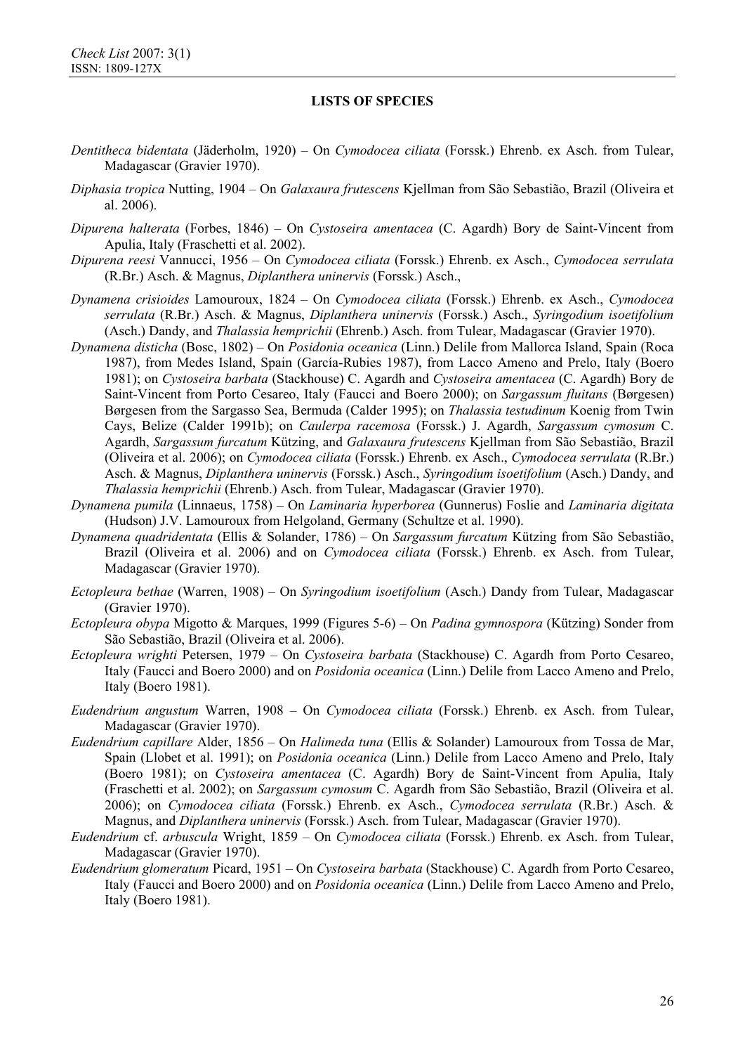**LISTS OF SPECIES**

*Dentitheca bidentata* (Jäderholm, 1920) – On *Cymodocea ciliata* (Forssk.) Ehrenb. ex Asch. from Tulear, Madagascar (Gravier 1970).

*Diphasia tropica* Nutting, 1904 – On *Galaxaura frutescens* Kjellman from São Sebastião, Brazil (Oliveira et al. 2006).

*Dipurena halterata* (Forbes, 1846) – On *Cystoseira amentacea* (C. Agardh) Bory de Saint-Vincent from Apulia, Italy (Fraschetti et al. 2002).

*Dipurena reesi* Vannucci, 1956 – On *Cymodocea ciliata* (Forssk.) Ehrenb. ex Asch., *Cymodocea serrulata* (R.Br.) Asch. & Magnus, *Diplanthera uninervis* (Forssk.) Asch.,

*Dynamena crisioides* Lamouroux, 1824 – On *Cymodocea ciliata* (Forssk.) Ehrenb. ex Asch., *Cymodocea serrulata* (R.Br.) Asch. & Magnus, *Diplanthera uninervis* (Forssk.) Asch., *Syringodium isoetifolium* (Asch.) Dandy, and *Thalassia hemprichii* (Ehrenb.) Asch. from Tulear, Madagascar (Gravier 1970).

*Dynamena disticha* (Bosc, 1802) – On *Posidonia oceanica* (Linn.) Delile from Mallorca Island, Spain (Roca 1987), from Medes Island, Spain (García-Rubies 1987), from Lacco Ameno and Prelo, Italy (Boero 1981); on *Cystoseira barbata* (Stackhouse) C. Agardh and *Cystoseira amentacea* (C. Agardh) Bory de Saint-Vincent from Porto Cesareo, Italy (Faucci and Boero 2000); on *Sargassum fluitans* (Børgesen) Børgesen from the Sargasso Sea, Bermuda (Calder 1995); on *Thalassia testudinum* Koenig from Twin Cays, Belize (Calder 1991b); on *Caulerpa racemosa* (Forssk.) J. Agardh, *Sargassum cymosum* C. Agardh, *Sargassum furcatum* Kützing, and *Galaxaura frutescens* Kjellman from São Sebastião, Brazil (Oliveira et al. 2006); on *Cymodocea ciliata* (Forssk.) Ehrenb. ex Asch., *Cymodocea serrulata* (R.Br.) Asch. & Magnus, *Diplanthera uninervis* (Forssk.) Asch., *Syringodium isoetifolium* (Asch.) Dandy, and *Thalassia hemprichii* (Ehrenb.) Asch. from Tulear, Madagascar (Gravier 1970).

*Dynamena pumila* (Linnaeus, 1758) – On *Laminaria hyperborea* (Gunnerus) Foslie and *Laminaria digitata* (Hudson) J.V. Lamouroux from Helgoland, Germany (Schultze et al. 1990).

*Dynamena quadridentata* (Ellis & Solander, 1786) – On *Sargassum furcatum* Kützing from São Sebastião, Brazil (Oliveira et al. 2006) and on *Cymodocea ciliata* (Forssk.) Ehrenb. ex Asch. from Tulear, Madagascar (Gravier 1970).

*Ectopleura bethae* (Warren, 1908) – On *Syringodium isoetifolium* (Asch.) Dandy from Tulear, Madagascar (Gravier 1970).

*Ectopleura obypa* Migotto & Marques, 1999 (Figures 5-6) – On *Padina gymnospora* (Kützing) Sonder from São Sebastião, Brazil (Oliveira et al. 2006).

*Ectopleura wrighti* Petersen, 1979 – On *Cystoseira barbata* (Stackhouse) C. Agardh from Porto Cesareo, Italy (Faucci and Boero 2000) and on *Posidonia oceanica* (Linn.) Delile from Lacco Ameno and Prelo, Italy (Boero 1981).

*Eudendrium angustum* Warren, 1908 – On *Cymodocea ciliata* (Forssk.) Ehrenb. ex Asch. from Tulear, Madagascar (Gravier 1970).

*Eudendrium capillare* Alder, 1856 – On *Halimeda tuna* (Ellis & Solander) Lamouroux from Tossa de Mar, Spain (Llobet et al. 1991); on *Posidonia oceanica* (Linn.) Delile from Lacco Ameno and Prelo, Italy (Boero 1981); on *Cystoseira amentacea* (C. Agardh) Bory de Saint-Vincent from Apulia, Italy (Fraschetti et al. 2002); on *Sargassum cymosum* C. Agardh from São Sebastião, Brazil (Oliveira et al. 2006); on *Cymodocea ciliata* (Forssk.) Ehrenb. ex Asch., *Cymodocea serrulata* (R.Br.) Asch. & Magnus, and *Diplanthera uninervis* (Forssk.) Asch. from Tulear, Madagascar (Gravier 1970).

*Eudendrium* cf. *arbuscula* Wright, 1859 – On *Cymodocea ciliata* (Forssk.) Ehrenb. ex Asch. from Tulear, Madagascar (Gravier 1970).

*Eudendrium glomeratum* Picard, 1951 – On *Cystoseira barbata* (Stackhouse) C. Agardh from Porto Cesareo, Italy (Faucci and Boero 2000) and on *Posidonia oceanica* (Linn.) Delile from Lacco Ameno and Prelo, Italy (Boero 1981).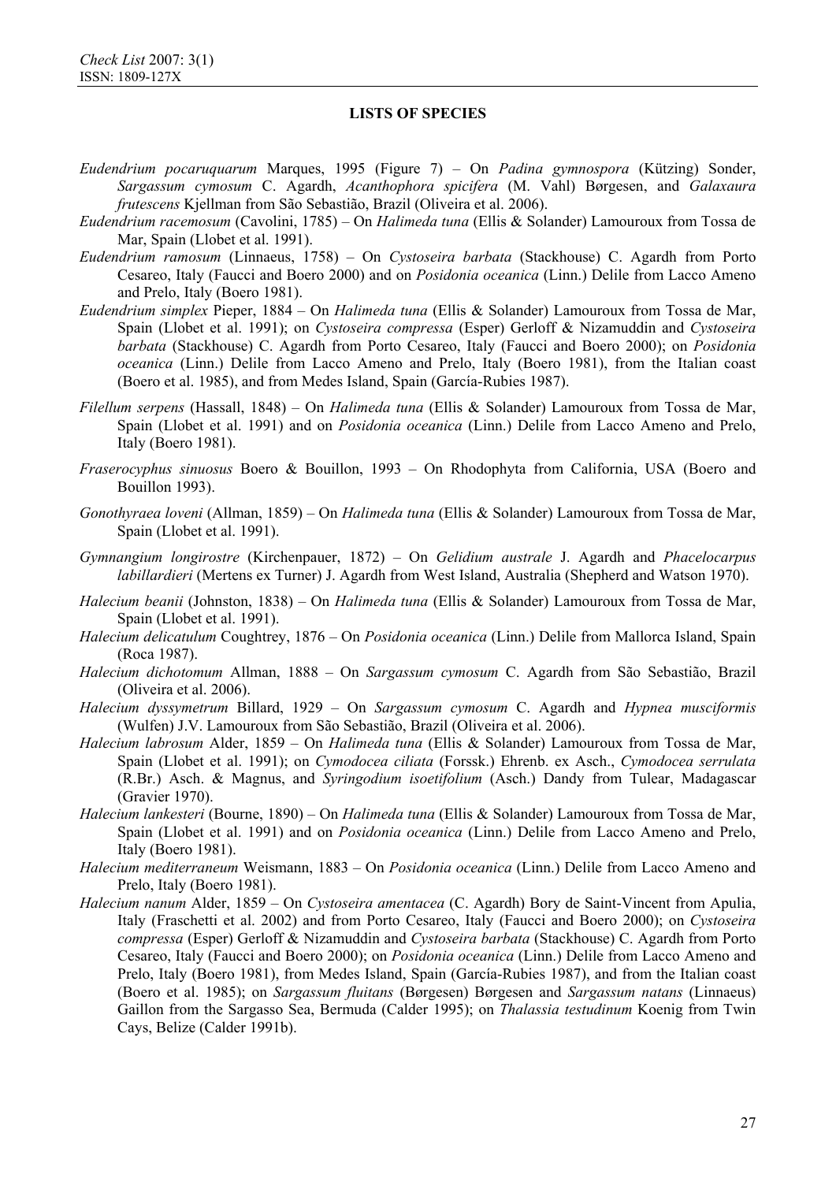## LISTS OF SPECIES

*Eudendrium pocaruquarum* Marques, 1995 (Figure 7) – On *Padina gymnospora* (Kützing) Sonder, *Sargassum cymosum* C. Agardh, *Acanthophora spicifera* (M. Vahl) Børgesen, and *Galaxaura frutescens* Kjellman from São Sebastião, Brazil (Oliveira et al. 2006).

*Eudendrium racemosum* (Cavolini, 1785) – On *Halimeda tuna* (Ellis & Solander) Lamouroux from Tossa de Mar, Spain (Llobet et al. 1991).

*Eudendrium ramosum* (Linnaeus, 1758) – On *Cystoseira barbata* (Stackhouse) C. Agardh from Porto Cesareo, Italy (Faucci and Boero 2000) and on *Posidonia oceanica* (Linn.) Delile from Lacco Ameno and Prelo, Italy (Boero 1981).

*Eudendrium simplex* Pieper, 1884 – On *Halimeda tuna* (Ellis & Solander) Lamouroux from Tossa de Mar, Spain (Llobet et al. 1991); on *Cystoseira compressa* (Esper) Gerloff & Nizamuddin and *Cystoseira barbata* (Stackhouse) C. Agardh from Porto Cesareo, Italy (Faucci and Boero 2000); on *Posidonia oceanica* (Linn.) Delile from Lacco Ameno and Prelo, Italy (Boero 1981), from the Italian coast (Boero et al. 1985), and from Medes Island, Spain (García-Rubies 1987).

*Filellum serpens* (Hassall, 1848) – On *Halimeda tuna* (Ellis & Solander) Lamouroux from Tossa de Mar, Spain (Llobet et al. 1991) and on *Posidonia oceanica* (Linn.) Delile from Lacco Ameno and Prelo, Italy (Boero 1981).

*Fraserocyphus sinuosus* Boero & Bouillon, 1993 – On Rhodophyta from California, USA (Boero and Bouillon 1993).

*Gonothyraea loveni* (Allman, 1859) – On *Halimeda tuna* (Ellis & Solander) Lamouroux from Tossa de Mar, Spain (Llobet et al. 1991).

*Gymnangium longirostre* (Kirchenpauer, 1872) – On *Gelidium australe* J. Agardh and *Phacelocarpus labillardieri* (Mertens ex Turner) J. Agardh from West Island, Australia (Shepherd and Watson 1970).

*Halecium beanii* (Johnston, 1838) – On *Halimeda tuna* (Ellis & Solander) Lamouroux from Tossa de Mar, Spain (Llobet et al. 1991).

*Halecium delicatulum* Coughtrey, 1876 – On *Posidonia oceanica* (Linn.) Delile from Mallorca Island, Spain (Roca 1987).

*Halecium dichotomum* Allman, 1888 – On *Sargassum cymosum* C. Agardh from São Sebastião, Brazil (Oliveira et al. 2006).

*Halecium dyssymetrum* Billard, 1929 – On *Sargassum cymosum* C. Agardh and *Hypnea musciformis* (Wulfen) J.V. Lamouroux from São Sebastião, Brazil (Oliveira et al. 2006).

*Halecium labrosum* Alder, 1859 – On *Halimeda tuna* (Ellis & Solander) Lamouroux from Tossa de Mar, Spain (Llobet et al. 1991); on *Cymodocea ciliata* (Forssk.) Ehrenb. ex Asch., *Cymodocea serrulata* (R.Br.) Asch. & Magnus, and *Syringodium isoetifolium* (Asch.) Dandy from Tulear, Madagascar (Gravier 1970).

*Halecium lankesteri* (Bourne, 1890) – On *Halimeda tuna* (Ellis & Solander) Lamouroux from Tossa de Mar, Spain (Llobet et al. 1991) and on *Posidonia oceanica* (Linn.) Delile from Lacco Ameno and Prelo, Italy (Boero 1981).

*Halecium mediterraneum* Weismann, 1883 – On *Posidonia oceanica* (Linn.) Delile from Lacco Ameno and Prelo, Italy (Boero 1981).

*Halecium nanum* Alder, 1859 – On *Cystoseira amentacea* (C. Agardh) Bory de Saint-Vincent from Apulia, Italy (Fraschetti et al. 2002) and from Porto Cesareo, Italy (Faucci and Boero 2000); on *Cystoseira compressa* (Esper) Gerloff & Nizamuddin and *Cystoseira barbata* (Stackhouse) C. Agardh from Porto Cesareo, Italy (Faucci and Boero 2000); on *Posidonia oceanica* (Linn.) Delile from Lacco Ameno and Prelo, Italy (Boero 1981), from Medes Island, Spain (García-Rubies 1987), and from the Italian coast (Boero et al. 1985); on *Sargassum fluitans* (Børgesen) Børgesen and *Sargassum natans* (Linnaeus) Gaillon from the Sargasso Sea, Bermuda (Calder 1995); on *Thalassia testudinum* Koenig from Twin Cays, Belize (Calder 1991b).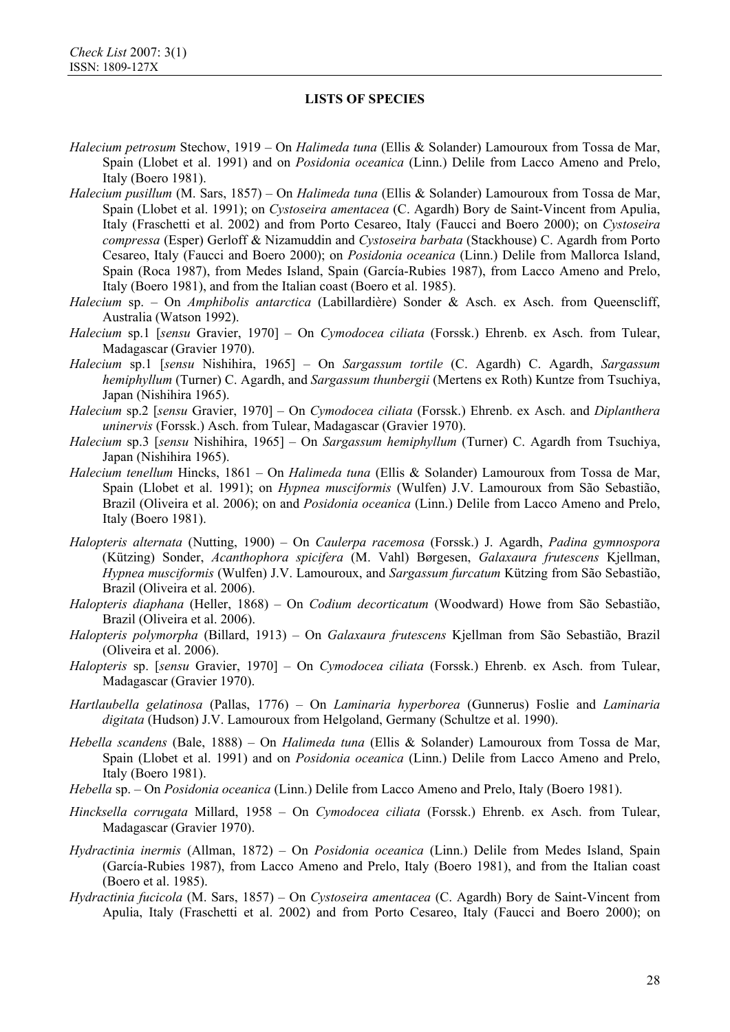**LISTS OF SPECIES**

*Halecium petrosum* Stechow, 1919 – On *Halimeda tuna* (Ellis & Solander) Lamouroux from Tossa de Mar, Spain (Llobet et al. 1991) and on *Posidonia oceanica* (Linn.) Delile from Lacco Ameno and Prelo, Italy (Boero 1981).

*Halecium pusillum* (M. Sars, 1857) – On *Halimeda tuna* (Ellis & Solander) Lamouroux from Tossa de Mar, Spain (Llobet et al. 1991); on *Cystoseira amentacea* (C. Agardh) Bory de Saint-Vincent from Apulia, Italy (Fraschetti et al. 2002) and from Porto Cesareo, Italy (Faucci and Boero 2000); on *Cystoseira compressa* (Esper) Gerloff & Nizamuddin and *Cystoseira barbata* (Stackhouse) C. Agardh from Porto Cesareo, Italy (Faucci and Boero 2000); on *Posidonia oceanica* (Linn.) Delile from Mallorca Island, Spain (Roca 1987), from Medes Island, Spain (García-Rubies 1987), from Lacco Ameno and Prelo, Italy (Boero 1981), and from the Italian coast (Boero et al. 1985).

*Halecium* sp. – On *Amphibolis antarctica* (Labillardière) Sonder & Asch. ex Asch. from Queenscliff, Australia (Watson 1992).

*Halecium* sp.1 [*sensu* Gravier, 1970] – On *Cymodocea ciliata* (Forssk.) Ehrenb. ex Asch. from Tulear, Madagascar (Gravier 1970).

*Halecium* sp.1 [*sensu* Nishihira, 1965] – On *Sargassum tortile* (C. Agardh) C. Agardh, *Sargassum hemiphyllum* (Turner) C. Agardh, and *Sargassum thunbergii* (Mertens ex Roth) Kuntze from Tsuchiya, Japan (Nishihira 1965).

*Halecium* sp.2 [*sensu* Gravier, 1970] – On *Cymodocea ciliata* (Forssk.) Ehrenb. ex Asch. and *Diplanthera uninervis* (Forssk.) Asch. from Tulear, Madagascar (Gravier 1970).

*Halecium* sp.3 [*sensu* Nishihira, 1965] – On *Sargassum hemiphyllum* (Turner) C. Agardh from Tsuchiya, Japan (Nishihira 1965).

*Halecium tenellum* Hincks, 1861 – On *Halimeda tuna* (Ellis & Solander) Lamouroux from Tossa de Mar, Spain (Llobet et al. 1991); on *Hypnea musciformis* (Wulfen) J.V. Lamouroux from São Sebastião, Brazil (Oliveira et al. 2006); on and *Posidonia oceanica* (Linn.) Delile from Lacco Ameno and Prelo, Italy (Boero 1981).

*Halopteris alternata* (Nutting, 1900) – On *Caulerpa racemosa* (Forssk.) J. Agardh, *Padina gymnospora* (Kützing) Sonder, *Acanthophora spicifera* (M. Vahl) Børgesen, *Galaxaura frutescens* Kjellman, *Hypnea musciformis* (Wulfen) J.V. Lamouroux, and *Sargassum furcatum* Kützing from São Sebastião, Brazil (Oliveira et al. 2006).

*Halopteris diaphana* (Heller, 1868) – On *Codium decorticatum* (Woodward) Howe from São Sebastião, Brazil (Oliveira et al. 2006).

*Halopteris polymorpha* (Billard, 1913) – On *Galaxaura frutescens* Kjellman from São Sebastião, Brazil (Oliveira et al. 2006).

*Halopteris* sp. [*sensu* Gravier, 1970] – On *Cymodocea ciliata* (Forssk.) Ehrenb. ex Asch. from Tulear, Madagascar (Gravier 1970).

*Hartlaubella gelatinosa* (Pallas, 1776) – On *Laminaria hyperborea* (Gunnerus) Foslie and *Laminaria digitata* (Hudson) J.V. Lamouroux from Helgoland, Germany (Schultze et al. 1990).

*Hebella scandens* (Bale, 1888) – On *Halimeda tuna* (Ellis & Solander) Lamouroux from Tossa de Mar, Spain (Llobet et al. 1991) and on *Posidonia oceanica* (Linn.) Delile from Lacco Ameno and Prelo, Italy (Boero 1981).

*Hebella* sp. – On *Posidonia oceanica* (Linn.) Delile from Lacco Ameno and Prelo, Italy (Boero 1981).

*Hincksella corrugata* Millard, 1958 – On *Cymodocea ciliata* (Forssk.) Ehrenb. ex Asch. from Tulear, Madagascar (Gravier 1970).

*Hydractinia inermis* (Allman, 1872) – On *Posidonia oceanica* (Linn.) Delile from Medes Island, Spain (García-Rubies 1987), from Lacco Ameno and Prelo, Italy (Boero 1981), and from the Italian coast (Boero et al. 1985).

*Hydractinia fucicola* (M. Sars, 1857) – On *Cystoseira amentacea* (C. Agardh) Bory de Saint-Vincent from Apulia, Italy (Fraschetti et al. 2002) and from Porto Cesareo, Italy (Faucci and Boero 2000); on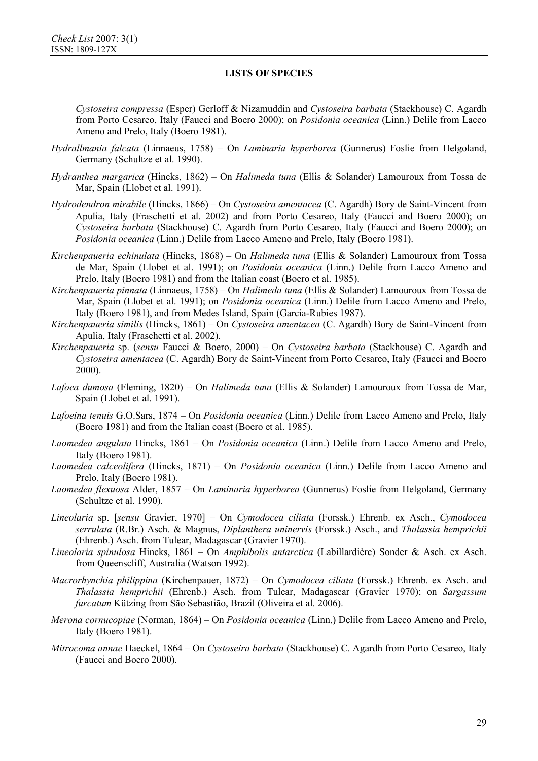**LISTS OF SPECIES**

*Cystoseira compressa* (Esper) Gerloff & Nizamuddin and *Cystoseira barbata* (Stackhouse) C. Agardh from Porto Cesareo, Italy (Faucci and Boero 2000); on *Posidonia oceanica* (Linn.) Delile from Lacco Ameno and Prelo, Italy (Boero 1981).

*Hydrallmania falcata* (Linnaeus, 1758) – On *Laminaria hyperborea* (Gunnerus) Foslie from Helgoland, Germany (Schultze et al. 1990).

*Hydranthea margarica* (Hincks, 1862) – On *Halimeda tuna* (Ellis & Solander) Lamouroux from Tossa de Mar, Spain (Llobet et al. 1991).

*Hydrodendron mirabile* (Hincks, 1866) – On *Cystoseira amentacea* (C. Agardh) Bory de Saint-Vincent from Apulia, Italy (Fraschetti et al. 2002) and from Porto Cesareo, Italy (Faucci and Boero 2000); on *Cystoseira barbata* (Stackhouse) C. Agardh from Porto Cesareo, Italy (Faucci and Boero 2000); on *Posidonia oceanica* (Linn.) Delile from Lacco Ameno and Prelo, Italy (Boero 1981).

*Kirchenpaueria echinulata* (Hincks, 1868) – On *Halimeda tuna* (Ellis & Solander) Lamouroux from Tossa de Mar, Spain (Llobet et al. 1991); on *Posidonia oceanica* (Linn.) Delile from Lacco Ameno and Prelo, Italy (Boero 1981) and from the Italian coast (Boero et al. 1985).

*Kirchenpaueria pinnata* (Linnaeus, 1758) – On *Halimeda tuna* (Ellis & Solander) Lamouroux from Tossa de Mar, Spain (Llobet et al. 1991); on *Posidonia oceanica* (Linn.) Delile from Lacco Ameno and Prelo, Italy (Boero 1981), and from Medes Island, Spain (García-Rubies 1987).

*Kirchenpaueria similis* (Hincks, 1861) – On *Cystoseira amentacea* (C. Agardh) Bory de Saint-Vincent from Apulia, Italy (Fraschetti et al. 2002).

*Kirchenpaueria* sp. (*sensu* Faucci & Boero, 2000) – On *Cystoseira barbata* (Stackhouse) C. Agardh and *Cystoseira amentacea* (C. Agardh) Bory de Saint-Vincent from Porto Cesareo, Italy (Faucci and Boero 2000).

*Lafoea dumosa* (Fleming, 1820) – On *Halimeda tuna* (Ellis & Solander) Lamouroux from Tossa de Mar, Spain (Llobet et al. 1991).

*Lafoeina tenuis* G.O.Sars, 1874 – On *Posidonia oceanica* (Linn.) Delile from Lacco Ameno and Prelo, Italy (Boero 1981) and from the Italian coast (Boero et al. 1985).

*Laomedea angulata* Hincks, 1861 – On *Posidonia oceanica* (Linn.) Delile from Lacco Ameno and Prelo, Italy (Boero 1981).

*Laomedea calceolifera* (Hincks, 1871) – On *Posidonia oceanica* (Linn.) Delile from Lacco Ameno and Prelo, Italy (Boero 1981).

*Laomedea flexuosa* Alder, 1857 – On *Laminaria hyperborea* (Gunnerus) Foslie from Helgoland, Germany (Schultze et al. 1990).

*Lineolaria* sp. [*sensu* Gravier, 1970] – On *Cymodocea ciliata* (Forssk.) Ehrenb. ex Asch., *Cymodocea serrulata* (R.Br.) Asch. & Magnus, *Diplanthera uninervis* (Forssk.) Asch., and *Thalassia hemprichii* (Ehrenb.) Asch. from Tulear, Madagascar (Gravier 1970).

*Lineolaria spinulosa* Hincks, 1861 – On *Amphibolis antarctica* (Labillardière) Sonder & Asch. ex Asch. from Queenscliff, Australia (Watson 1992).

*Macrorhynchia philippina* (Kirchenpauer, 1872) – On *Cymodocea ciliata* (Forssk.) Ehrenb. ex Asch. and *Thalassia hemprichii* (Ehrenb.) Asch. from Tulear, Madagascar (Gravier 1970); on *Sargassum furcatum* Kützing from São Sebastião, Brazil (Oliveira et al. 2006).

*Merona cornucopiae* (Norman, 1864) – On *Posidonia oceanica* (Linn.) Delile from Lacco Ameno and Prelo, Italy (Boero 1981).

*Mitrocoma annae* Haeckel, 1864 – On *Cystoseira barbata* (Stackhouse) C. Agardh from Porto Cesareo, Italy (Faucci and Boero 2000).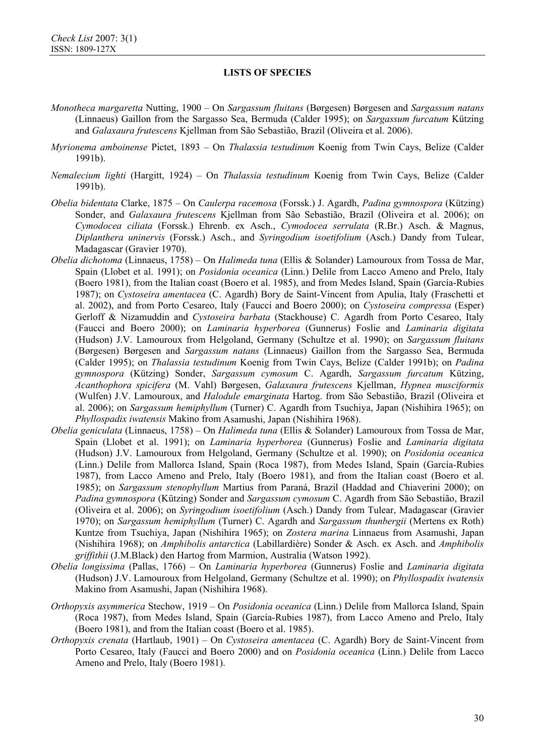## LISTS OF SPECIES

*Monotheca margaretta* Nutting, 1900 – On *Sargassum fluitans* (Børgesen) Børgesen and *Sargassum natans* (Linnaeus) Gaillon from the Sargasso Sea, Bermuda (Calder 1995); on *Sargassum furcatum* Kützing and *Galaxaura frutescens* Kjellman from São Sebastião, Brazil (Oliveira et al. 2006).

*Myrionema amboinense* Pictet, 1893 – On *Thalassia testudinum* Koenig from Twin Cays, Belize (Calder 1991b).

*Nemalecium lighti* (Hargitt, 1924) – On *Thalassia testudinum* Koenig from Twin Cays, Belize (Calder 1991b).

*Obelia bidentata* Clarke, 1875 – On *Caulerpa racemosa* (Forssk.) J. Agardh, *Padina gymnospora* (Kützing) Sonder, and *Galaxaura frutescens* Kjellman from São Sebastião, Brazil (Oliveira et al. 2006); on *Cymodocea ciliata* (Forssk.) Ehrenb. ex Asch., *Cymodocea serrulata* (R.Br.) Asch. & Magnus, *Diplanthera uninervis* (Forssk.) Asch., and *Syringodium isoetifolium* (Asch.) Dandy from Tulear, Madagascar (Gravier 1970).

*Obelia dichotoma* (Linnaeus, 1758) – On *Halimeda tuna* (Ellis & Solander) Lamouroux from Tossa de Mar, Spain (Llobet et al. 1991); on *Posidonia oceanica* (Linn.) Delile from Lacco Ameno and Prelo, Italy (Boero 1981), from the Italian coast (Boero et al. 1985), and from Medes Island, Spain (García-Rubies 1987); on *Cystoseira amentacea* (C. Agardh) Bory de Saint-Vincent from Apulia, Italy (Fraschetti et al. 2002), and from Porto Cesareo, Italy (Faucci and Boero 2000); on *Cystoseira compressa* (Esper) Gerloff & Nizamuddin and *Cystoseira barbata* (Stackhouse) C. Agardh from Porto Cesareo, Italy (Faucci and Boero 2000); on *Laminaria hyperborea* (Gunnerus) Foslie and *Laminaria digitata* (Hudson) J.V. Lamouroux from Helgoland, Germany (Schultze et al. 1990); on *Sargassum fluitans* (Børgesen) Børgesen and *Sargassum natans* (Linnaeus) Gaillon from the Sargasso Sea, Bermuda (Calder 1995); on *Thalassia testudinum* Koenig from Twin Cays, Belize (Calder 1991b); on *Padina gymnospora* (Kützing) Sonder, *Sargassum cymosum* C. Agardh, *Sargassum furcatum* Kützing, *Acanthophora spicifera* (M. Vahl) Børgesen, *Galaxaura frutescens* Kjellman, *Hypnea musciformis* (Wulfen) J.V. Lamouroux, and *Halodule emarginata* Hartog. from São Sebastião, Brazil (Oliveira et al. 2006); on *Sargassum hemiphyllum* (Turner) C. Agardh from Tsuchiya, Japan (Nishihira 1965); on *Phyllospadix iwatensis* Makino from Asamushi, Japan (Nishihira 1968).

*Obelia geniculata* (Linnaeus, 1758) – On *Halimeda tuna* (Ellis & Solander) Lamouroux from Tossa de Mar, Spain (Llobet et al. 1991); on *Laminaria hyperborea* (Gunnerus) Foslie and *Laminaria digitata* (Hudson) J.V. Lamouroux from Helgoland, Germany (Schultze et al. 1990); on *Posidonia oceanica* (Linn.) Delile from Mallorca Island, Spain (Roca 1987), from Medes Island, Spain (García-Rubies 1987), from Lacco Ameno and Prelo, Italy (Boero 1981), and from the Italian coast (Boero et al. 1985); on *Sargassum stenophyllum* Martius from Paraná, Brazil (Haddad and Chiaverini 2000); on *Padina gymnospora* (Kützing) Sonder and *Sargassum cymosum* C. Agardh from São Sebastião, Brazil (Oliveira et al. 2006); on *Syringodium isoetifolium* (Asch.) Dandy from Tulear, Madagascar (Gravier 1970); on *Sargassum hemiphyllum* (Turner) C. Agardh and *Sargassum thunbergii* (Mertens ex Roth) Kuntze from Tsuchiya, Japan (Nishihira 1965); on *Zostera marina* Linnaeus from Asamushi, Japan (Nishihira 1968); on *Amphibolis antarctica* (Labillardière) Sonder & Asch. ex Asch. and *Amphibolis griffithii* (J.M.Black) den Hartog from Marmion, Australia (Watson 1992).

*Obelia longissima* (Pallas, 1766) – On *Laminaria hyperborea* (Gunnerus) Foslie and *Laminaria digitata* (Hudson) J.V. Lamouroux from Helgoland, Germany (Schultze et al. 1990); on *Phyllospadix iwatensis* Makino from Asamushi, Japan (Nishihira 1968).

*Orthopyxis asymmerica* Stechow, 1919 – On *Posidonia oceanica* (Linn.) Delile from Mallorca Island, Spain (Roca 1987), from Medes Island, Spain (García-Rubies 1987), from Lacco Ameno and Prelo, Italy (Boero 1981), and from the Italian coast (Boero et al. 1985).

*Orthopyxis crenata* (Hartlaub, 1901) – On *Cystoseira amentacea* (C. Agardh) Bory de Saint-Vincent from Porto Cesareo, Italy (Faucci and Boero 2000) and on *Posidonia oceanica* (Linn.) Delile from Lacco Ameno and Prelo, Italy (Boero 1981).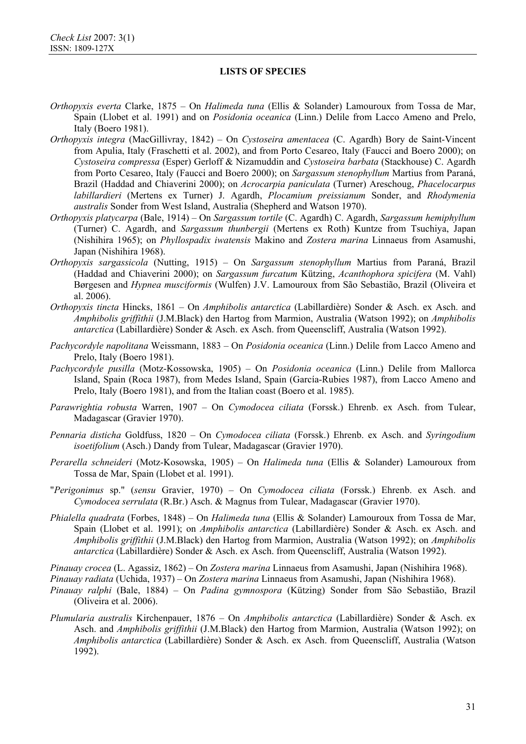**LISTS OF SPECIES**

*Orthopyxis everta* Clarke, 1875 – On *Halimeda tuna* (Ellis & Solander) Lamouroux from Tossa de Mar, Spain (Llobet et al. 1991) and on *Posidonia oceanica* (Linn.) Delile from Lacco Ameno and Prelo, Italy (Boero 1981).

*Orthopyxis integra* (MacGillivray, 1842) – On *Cystoseira amentacea* (C. Agardh) Bory de Saint-Vincent from Apulia, Italy (Fraschetti et al. 2002), and from Porto Cesareo, Italy (Faucci and Boero 2000); on *Cystoseira compressa* (Esper) Gerloff & Nizamuddin and *Cystoseira barbata* (Stackhouse) C. Agardh from Porto Cesareo, Italy (Faucci and Boero 2000); on *Sargassum stenophyllum* Martius from Paraná, Brazil (Haddad and Chiaverini 2000); on *Acrocarpia paniculata* (Turner) Areschoug, *Phacelocarpus labillardieri* (Mertens ex Turner) J. Agardh, *Plocamium preissianum* Sonder, and *Rhodymenia australis* Sonder from West Island, Australia (Shepherd and Watson 1970).

*Orthopyxis platycarpa* (Bale, 1914) – On *Sargassum tortile* (C. Agardh) C. Agardh, *Sargassum hemiphyllum* (Turner) C. Agardh, and *Sargassum thunbergii* (Mertens ex Roth) Kuntze from Tsuchiya, Japan (Nishihira 1965); on *Phyllospadix iwatensis* Makino and *Zostera marina* Linnaeus from Asamushi, Japan (Nishihira 1968).

*Orthopyxis sargassicola* (Nutting, 1915) – On *Sargassum stenophyllum* Martius from Paraná, Brazil (Haddad and Chiaverini 2000); on *Sargassum furcatum* Kützing, *Acanthophora spicifera* (M. Vahl) Børgesen and *Hypnea musciformis* (Wulfen) J.V. Lamouroux from São Sebastião, Brazil (Oliveira et al. 2006).

*Orthopyxis tincta* Hincks, 1861 – On *Amphibolis antarctica* (Labillardière) Sonder & Asch. ex Asch. and *Amphibolis griffithii* (J.M.Black) den Hartog from Marmion, Australia (Watson 1992); on *Amphibolis antarctica* (Labillardière) Sonder & Asch. ex Asch. from Queenscliff, Australia (Watson 1992).

*Pachycordyle napolitana* Weissmann, 1883 – On *Posidonia oceanica* (Linn.) Delile from Lacco Ameno and Prelo, Italy (Boero 1981).

*Pachycordyle pusilla* (Motz-Kossowska, 1905) – On *Posidonia oceanica* (Linn.) Delile from Mallorca Island, Spain (Roca 1987), from Medes Island, Spain (García-Rubies 1987), from Lacco Ameno and Prelo, Italy (Boero 1981), and from the Italian coast (Boero et al. 1985).

*Parawrightia robusta* Warren, 1907 – On *Cymodocea ciliata* (Forssk.) Ehrenb. ex Asch. from Tulear, Madagascar (Gravier 1970).

*Pennaria disticha* Goldfuss, 1820 – On *Cymodocea ciliata* (Forssk.) Ehrenb. ex Asch. and *Syringodium isoetifolium* (Asch.) Dandy from Tulear, Madagascar (Gravier 1970).

*Perarella schneideri* (Motz-Kosowska, 1905) – On *Halimeda tuna* (Ellis & Solander) Lamouroux from Tossa de Mar, Spain (Llobet et al. 1991).

"*Perigonimus* sp." (*sensu* Gravier, 1970) – On *Cymodocea ciliata* (Forssk.) Ehrenb. ex Asch. and *Cymodocea serrulata* (R.Br.) Asch. & Magnus from Tulear, Madagascar (Gravier 1970).

*Phialella quadrata* (Forbes, 1848) – On *Halimeda tuna* (Ellis & Solander) Lamouroux from Tossa de Mar, Spain (Llobet et al. 1991); on *Amphibolis antarctica* (Labillardière) Sonder & Asch. ex Asch. and *Amphibolis griffithii* (J.M.Black) den Hartog from Marmion, Australia (Watson 1992); on *Amphibolis antarctica* (Labillardière) Sonder & Asch. ex Asch. from Queenscliff, Australia (Watson 1992).

*Pinauay crocea* (L. Agassiz, 1862) – On *Zostera marina* Linnaeus from Asamushi, Japan (Nishihira 1968).

*Pinauay radiata* (Uchida, 1937) – On *Zostera marina* Linnaeus from Asamushi, Japan (Nishihira 1968).

*Pinauay ralphi* (Bale, 1884) – On *Padina gymnospora* (Kützing) Sonder from São Sebastião, Brazil (Oliveira et al. 2006).

*Plumularia australis* Kirchenpauer, 1876 – On *Amphibolis antarctica* (Labillardière) Sonder & Asch. ex Asch. and *Amphibolis griffithii* (J.M.Black) den Hartog from Marmion, Australia (Watson 1992); on *Amphibolis antarctica* (Labillardière) Sonder & Asch. ex Asch. from Queenscliff, Australia (Watson 1992).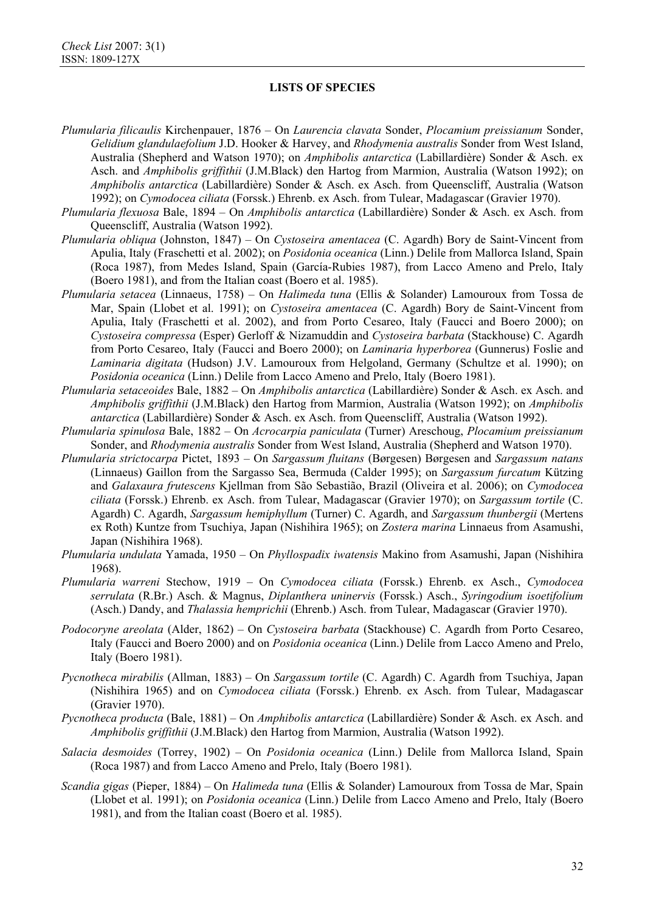**LISTS OF SPECIES**

*Plumularia filicaulis* Kirchenpauer, 1876 – On *Laurencia clavata* Sonder, *Plocamium preissianum* Sonder, *Gelidium glandulaefolium* J.D. Hooker & Harvey, and *Rhodymenia australis* Sonder from West Island, Australia (Shepherd and Watson 1970); on *Amphibolis antarctica* (Labillardière) Sonder & Asch. ex Asch. and *Amphibolis griffithii* (J.M.Black) den Hartog from Marmion, Australia (Watson 1992); on *Amphibolis antarctica* (Labillardière) Sonder & Asch. ex Asch. from Queenscliff, Australia (Watson 1992); on *Cymodocea ciliata* (Forssk.) Ehrenb. ex Asch. from Tulear, Madagascar (Gravier 1970).

*Plumularia flexuosa* Bale, 1894 – On *Amphibolis antarctica* (Labillardière) Sonder & Asch. ex Asch. from Queenscliff, Australia (Watson 1992).

*Plumularia obliqua* (Johnston, 1847) – On *Cystoseira amentacea* (C. Agardh) Bory de Saint-Vincent from Apulia, Italy (Fraschetti et al. 2002); on *Posidonia oceanica* (Linn.) Delile from Mallorca Island, Spain (Roca 1987), from Medes Island, Spain (García-Rubies 1987), from Lacco Ameno and Prelo, Italy (Boero 1981), and from the Italian coast (Boero et al. 1985).

*Plumularia setacea* (Linnaeus, 1758) – On *Halimeda tuna* (Ellis & Solander) Lamouroux from Tossa de Mar, Spain (Llobet et al. 1991); on *Cystoseira amentacea* (C. Agardh) Bory de Saint-Vincent from Apulia, Italy (Fraschetti et al. 2002), and from Porto Cesareo, Italy (Faucci and Boero 2000); on *Cystoseira compressa* (Esper) Gerloff & Nizamuddin and *Cystoseira barbata* (Stackhouse) C. Agardh from Porto Cesareo, Italy (Faucci and Boero 2000); on *Laminaria hyperborea* (Gunnerus) Foslie and *Laminaria digitata* (Hudson) J.V. Lamouroux from Helgoland, Germany (Schultze et al. 1990); on *Posidonia oceanica* (Linn.) Delile from Lacco Ameno and Prelo, Italy (Boero 1981).

*Plumularia setaceoides* Bale, 1882 – On *Amphibolis antarctica* (Labillardière) Sonder & Asch. ex Asch. and *Amphibolis griffithii* (J.M.Black) den Hartog from Marmion, Australia (Watson 1992); on *Amphibolis antarctica* (Labillardière) Sonder & Asch. ex Asch. from Queenscliff, Australia (Watson 1992).

*Plumularia spinulosa* Bale, 1882 – On *Acrocarpia paniculata* (Turner) Areschoug, *Plocamium preissianum* Sonder, and *Rhodymenia australis* Sonder from West Island, Australia (Shepherd and Watson 1970).

*Plumularia strictocarpa* Pictet, 1893 – On *Sargassum fluitans* (Børgesen) Børgesen and *Sargassum natans* (Linnaeus) Gaillon from the Sargasso Sea, Bermuda (Calder 1995); on *Sargassum furcatum* Kützing and *Galaxaura frutescens* Kjellman from São Sebastião, Brazil (Oliveira et al. 2006); on *Cymodocea ciliata* (Forssk.) Ehrenb. ex Asch. from Tulear, Madagascar (Gravier 1970); on *Sargassum tortile* (C. Agardh) C. Agardh, *Sargassum hemiphyllum* (Turner) C. Agardh, and *Sargassum thunbergii* (Mertens ex Roth) Kuntze from Tsuchiya, Japan (Nishihira 1965); on *Zostera marina* Linnaeus from Asamushi, Japan (Nishihira 1968).

*Plumularia undulata* Yamada, 1950 – On *Phyllospadix iwatensis* Makino from Asamushi, Japan (Nishihira 1968).

*Plumularia warreni* Stechow, 1919 – On *Cymodocea ciliata* (Forssk.) Ehrenb. ex Asch., *Cymodocea serrulata* (R.Br.) Asch. & Magnus, *Diplanthera uninervis* (Forssk.) Asch., *Syringodium isoetifolium* (Asch.) Dandy, and *Thalassia hemprichii* (Ehrenb.) Asch. from Tulear, Madagascar (Gravier 1970).

*Podocoryne areolata* (Alder, 1862) – On *Cystoseira barbata* (Stackhouse) C. Agardh from Porto Cesareo, Italy (Faucci and Boero 2000) and on *Posidonia oceanica* (Linn.) Delile from Lacco Ameno and Prelo, Italy (Boero 1981).

*Pycnotheca mirabilis* (Allman, 1883) – On *Sargassum tortile* (C. Agardh) C. Agardh from Tsuchiya, Japan (Nishihira 1965) and on *Cymodocea ciliata* (Forssk.) Ehrenb. ex Asch. from Tulear, Madagascar (Gravier 1970).

*Pycnotheca producta* (Bale, 1881) – On *Amphibolis antarctica* (Labillardière) Sonder & Asch. ex Asch. and *Amphibolis griffithii* (J.M.Black) den Hartog from Marmion, Australia (Watson 1992).

*Salacia desmoides* (Torrey, 1902) – On *Posidonia oceanica* (Linn.) Delile from Mallorca Island, Spain (Roca 1987) and from Lacco Ameno and Prelo, Italy (Boero 1981).

*Scandia gigas* (Pieper, 1884) – On *Halimeda tuna* (Ellis & Solander) Lamouroux from Tossa de Mar, Spain (Llobet et al. 1991); on *Posidonia oceanica* (Linn.) Delile from Lacco Ameno and Prelo, Italy (Boero 1981), and from the Italian coast (Boero et al. 1985).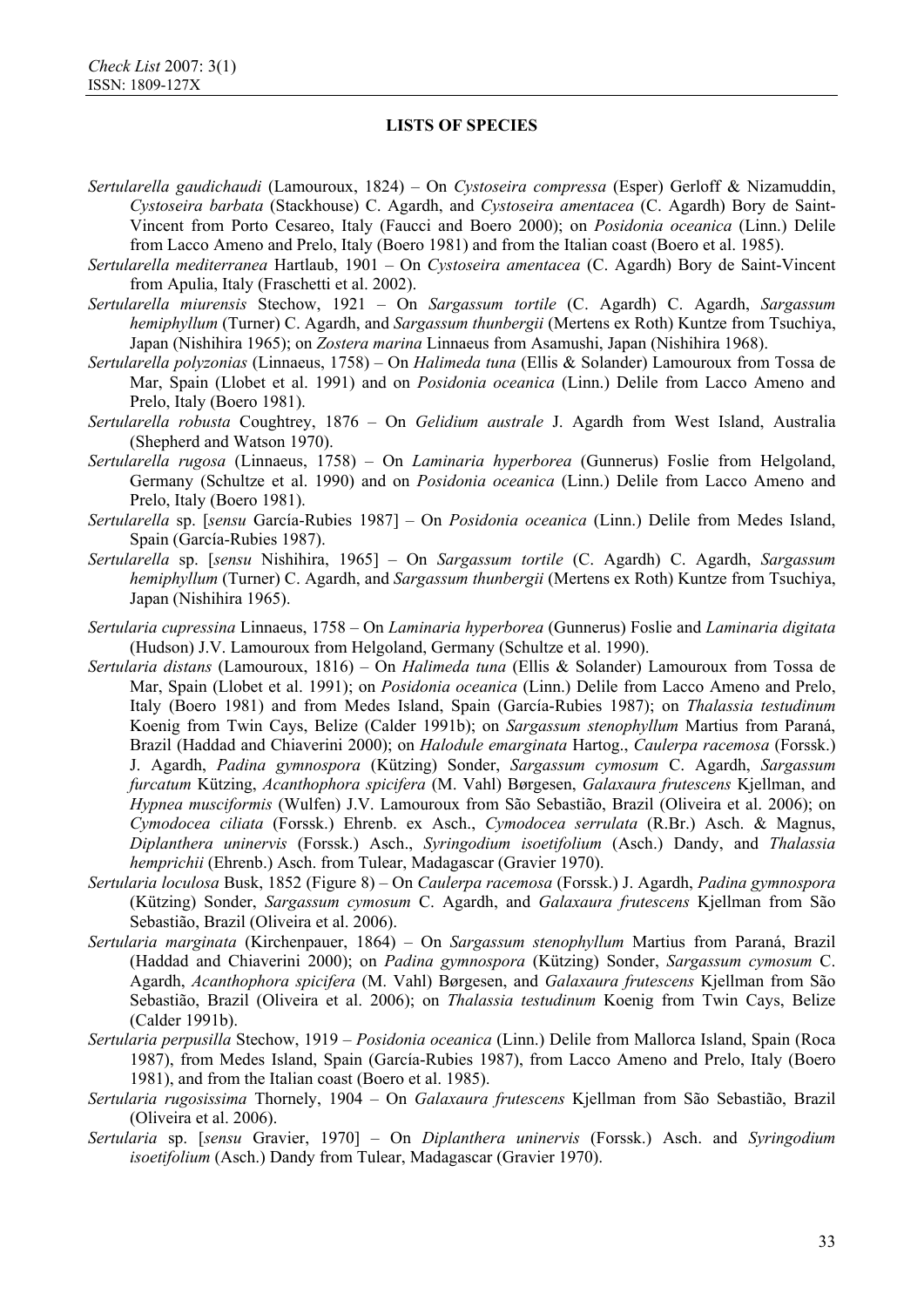## LISTS OF SPECIES

*Sertularella gaudichaudi* (Lamouroux, 1824) – On *Cystoseira compressa* (Esper) Gerloff & Nizamuddin, *Cystoseira barbata* (Stackhouse) C. Agardh, and *Cystoseira amentacea* (C. Agardh) Bory de Saint-Vincent from Porto Cesareo, Italy (Faucci and Boero 2000); on *Posidonia oceanica* (Linn.) Delile from Lacco Ameno and Prelo, Italy (Boero 1981) and from the Italian coast (Boero et al. 1985).

*Sertularella mediterranea* Hartlaub, 1901 – On *Cystoseira amentacea* (C. Agardh) Bory de Saint-Vincent from Apulia, Italy (Fraschetti et al. 2002).

*Sertularella miurensis* Stechow, 1921 – On *Sargassum tortile* (C. Agardh) C. Agardh, *Sargassum hemiphyllum* (Turner) C. Agardh, and *Sargassum thunbergii* (Mertens ex Roth) Kuntze from Tsuchiya, Japan (Nishihira 1965); on *Zostera marina* Linnaeus from Asamushi, Japan (Nishihira 1968).

*Sertularella polyzonias* (Linnaeus, 1758) – On *Halimeda tuna* (Ellis & Solander) Lamouroux from Tossa de Mar, Spain (Llobet et al. 1991) and on *Posidonia oceanica* (Linn.) Delile from Lacco Ameno and Prelo, Italy (Boero 1981).

*Sertularella robusta* Coughtrey, 1876 – On *Gelidium australe* J. Agardh from West Island, Australia (Shepherd and Watson 1970).

*Sertularella rugosa* (Linnaeus, 1758) – On *Laminaria hyperborea* (Gunnerus) Foslie from Helgoland, Germany (Schultze et al. 1990) and on *Posidonia oceanica* (Linn.) Delile from Lacco Ameno and Prelo, Italy (Boero 1981).

*Sertularella* sp. [*sensu* García-Rubies 1987] – On *Posidonia oceanica* (Linn.) Delile from Medes Island, Spain (García-Rubies 1987).

*Sertularella* sp. [*sensu* Nishihira, 1965] – On *Sargassum tortile* (C. Agardh) C. Agardh, *Sargassum hemiphyllum* (Turner) C. Agardh, and *Sargassum thunbergii* (Mertens ex Roth) Kuntze from Tsuchiya, Japan (Nishihira 1965).

*Sertularia cupressina* Linnaeus, 1758 – On *Laminaria hyperborea* (Gunnerus) Foslie and *Laminaria digitata* (Hudson) J.V. Lamouroux from Helgoland, Germany (Schultze et al. 1990).

*Sertularia distans* (Lamouroux, 1816) – On *Halimeda tuna* (Ellis & Solander) Lamouroux from Tossa de Mar, Spain (Llobet et al. 1991); on *Posidonia oceanica* (Linn.) Delile from Lacco Ameno and Prelo, Italy (Boero 1981) and from Medes Island, Spain (García-Rubies 1987); on *Thalassia testudinum* Koenig from Twin Cays, Belize (Calder 1991b); on *Sargassum stenophyllum* Martius from Paraná, Brazil (Haddad and Chiaverini 2000); on *Halodule emarginata* Hartog., *Caulerpa racemosa* (Forssk.) J. Agardh, *Padina gymnospora* (Kützing) Sonder, *Sargassum cymosum* C. Agardh, *Sargassum furcatum* Kützing, *Acanthophora spicifera* (M. Vahl) Børgesen, *Galaxaura frutescens* Kjellman, and *Hypnea musciformis* (Wulfen) J.V. Lamouroux from São Sebastião, Brazil (Oliveira et al. 2006); on *Cymodocea ciliata* (Forssk.) Ehrenb. ex Asch., *Cymodocea serrulata* (R.Br.) Asch. & Magnus, *Diplanthera uninervis* (Forssk.) Asch., *Syringodium isoetifolium* (Asch.) Dandy, and *Thalassia hemprichii* (Ehrenb.) Asch. from Tulear, Madagascar (Gravier 1970).

*Sertularia loculosa* Busk, 1852 (Figure 8) – On *Caulerpa racemosa* (Forssk.) J. Agardh, *Padina gymnospora* (Kützing) Sonder, *Sargassum cymosum* C. Agardh, and *Galaxaura frutescens* Kjellman from São Sebastião, Brazil (Oliveira et al. 2006).

*Sertularia marginata* (Kirchenpauer, 1864) – On *Sargassum stenophyllum* Martius from Paraná, Brazil (Haddad and Chiaverini 2000); on *Padina gymnospora* (Kützing) Sonder, *Sargassum cymosum* C. Agardh, *Acanthophora spicifera* (M. Vahl) Børgesen, and *Galaxaura frutescens* Kjellman from São Sebastião, Brazil (Oliveira et al. 2006); on *Thalassia testudinum* Koenig from Twin Cays, Belize (Calder 1991b).

*Sertularia perpusilla* Stechow, 1919 – *Posidonia oceanica* (Linn.) Delile from Mallorca Island, Spain (Roca 1987), from Medes Island, Spain (García-Rubies 1987), from Lacco Ameno and Prelo, Italy (Boero 1981), and from the Italian coast (Boero et al. 1985).

*Sertularia rugosissima* Thornely, 1904 – On *Galaxaura frutescens* Kjellman from São Sebastião, Brazil (Oliveira et al. 2006).

*Sertularia* sp. [*sensu* Gravier, 1970] – On *Diplanthera uninervis* (Forssk.) Asch. and *Syringodium isoetifolium* (Asch.) Dandy from Tulear, Madagascar (Gravier 1970).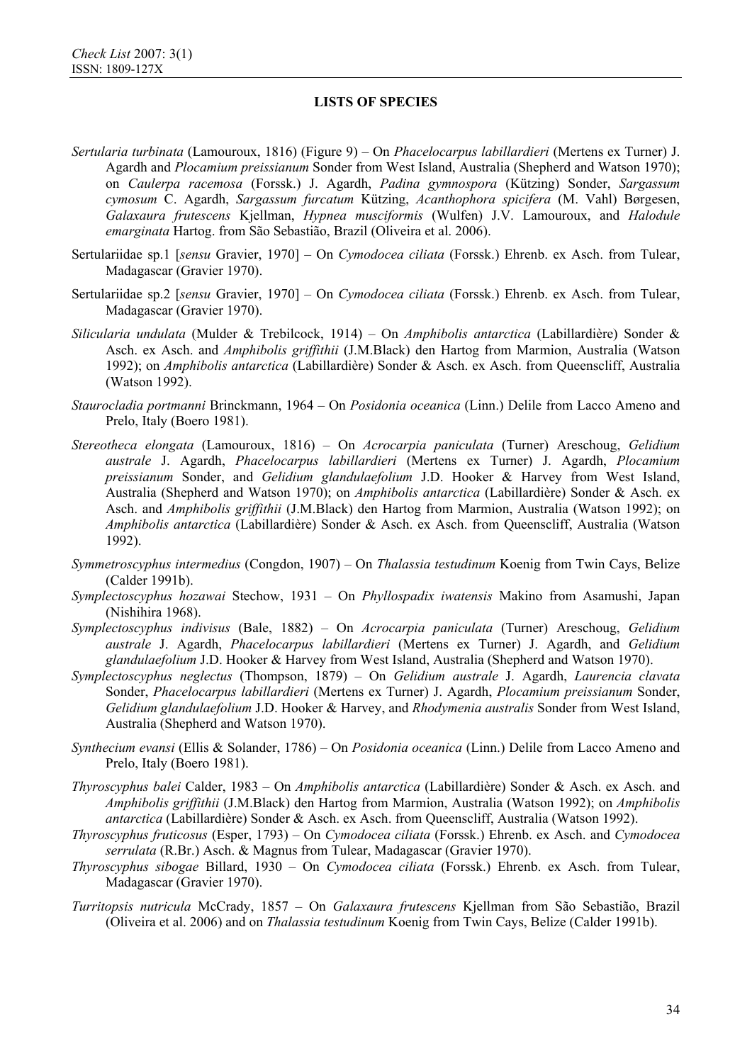## LISTS OF SPECIES

*Sertularia turbinata* (Lamouroux, 1816) (Figure 9) – On *Phacelocarpus labillardieri* (Mertens ex Turner) J. Agardh and *Plocamium preissianum* Sonder from West Island, Australia (Shepherd and Watson 1970); on *Caulerpa racemosa* (Forssk.) J. Agardh, *Padina gymnospora* (Kützing) Sonder, *Sargassum cymosum* C. Agardh, *Sargassum furcatum* Kützing, *Acanthophora spicifera* (M. Vahl) Børgesen, *Galaxaura frutescens* Kjellman, *Hypnea musciformis* (Wulfen) J.V. Lamouroux, and *Halodule emarginata* Hartog. from São Sebastião, Brazil (Oliveira et al. 2006).

Sertulariidae sp.1 [*sensu* Gravier, 1970] – On *Cymodocea ciliata* (Forssk.) Ehrenb. ex Asch. from Tulear, Madagascar (Gravier 1970).

Sertulariidae sp.2 [*sensu* Gravier, 1970] – On *Cymodocea ciliata* (Forssk.) Ehrenb. ex Asch. from Tulear, Madagascar (Gravier 1970).

*Silicularia undulata* (Mulder & Trebilcock, 1914) – On *Amphibolis antarctica* (Labillardière) Sonder & Asch. ex Asch. and *Amphibolis griffithii* (J.M.Black) den Hartog from Marmion, Australia (Watson 1992); on *Amphibolis antarctica* (Labillardière) Sonder & Asch. ex Asch. from Queenscliff, Australia (Watson 1992).

*Staurocladia portmanni* Brinckmann, 1964 – On *Posidonia oceanica* (Linn.) Delile from Lacco Ameno and Prelo, Italy (Boero 1981).

*Stereotheca elongata* (Lamouroux, 1816) – On *Acrocarpia paniculata* (Turner) Areschoug, *Gelidium australe* J. Agardh, *Phacelocarpus labillardieri* (Mertens ex Turner) J. Agardh, *Plocamium preissianum* Sonder, and *Gelidium glandulaefolium* J.D. Hooker & Harvey from West Island, Australia (Shepherd and Watson 1970); on *Amphibolis antarctica* (Labillardière) Sonder & Asch. ex Asch. and *Amphibolis griffithii* (J.M.Black) den Hartog from Marmion, Australia (Watson 1992); on *Amphibolis antarctica* (Labillardière) Sonder & Asch. ex Asch. from Queenscliff, Australia (Watson 1992).

*Symmetroscyphus intermedius* (Congdon, 1907) – On *Thalassia testudinum* Koenig from Twin Cays, Belize (Calder 1991b).

*Symplectoscyphus hozawai* Stechow, 1931 – On *Phyllospadix iwatensis* Makino from Asamushi, Japan (Nishihira 1968).

*Symplectoscyphus indivisus* (Bale, 1882) – On *Acrocarpia paniculata* (Turner) Areschoug, *Gelidium australe* J. Agardh, *Phacelocarpus labillardieri* (Mertens ex Turner) J. Agardh, and *Gelidium glandulaefolium* J.D. Hooker & Harvey from West Island, Australia (Shepherd and Watson 1970).

*Symplectoscyphus neglectus* (Thompson, 1879) – On *Gelidium australe* J. Agardh, *Laurencia clavata* Sonder, *Phacelocarpus labillardieri* (Mertens ex Turner) J. Agardh, *Plocamium preissianum* Sonder, *Gelidium glandulaefolium* J.D. Hooker & Harvey, and *Rhodymenia australis* Sonder from West Island, Australia (Shepherd and Watson 1970).

*Synthecium evansi* (Ellis & Solander, 1786) – On *Posidonia oceanica* (Linn.) Delile from Lacco Ameno and Prelo, Italy (Boero 1981).

*Thyroscyphus balei* Calder, 1983 – On *Amphibolis antarctica* (Labillardière) Sonder & Asch. ex Asch. and *Amphibolis griffithii* (J.M.Black) den Hartog from Marmion, Australia (Watson 1992); on *Amphibolis antarctica* (Labillardière) Sonder & Asch. ex Asch. from Queenscliff, Australia (Watson 1992).

*Thyroscyphus fruticosus* (Esper, 1793) – On *Cymodocea ciliata* (Forssk.) Ehrenb. ex Asch. and *Cymodocea serrulata* (R.Br.) Asch. & Magnus from Tulear, Madagascar (Gravier 1970).

*Thyroscyphus sibogae* Billard, 1930 – On *Cymodocea ciliata* (Forssk.) Ehrenb. ex Asch. from Tulear, Madagascar (Gravier 1970).

*Turritopsis nutricula* McCrady, 1857 – On *Galaxaura frutescens* Kjellman from São Sebastião, Brazil (Oliveira et al. 2006) and on *Thalassia testudinum* Koenig from Twin Cays, Belize (Calder 1991b).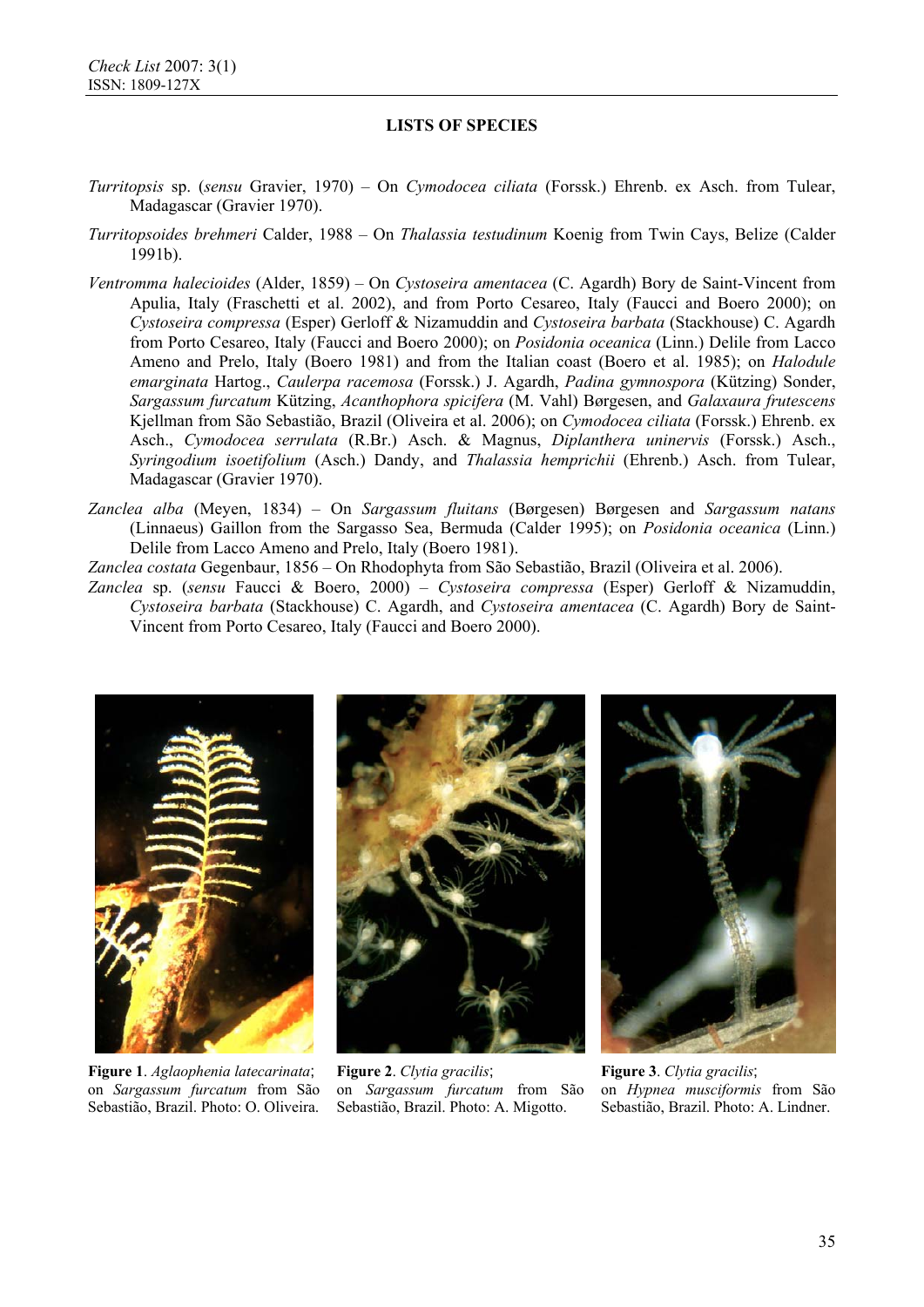**LISTS OF SPECIES**

*Turritopsis* sp. (*sensu* Gravier, 1970) – On *Cymodocea ciliata* (Forssk.) Ehrenb. ex Asch. from Tulear, Madagascar (Gravier 1970).

*Turritopsoides brehmeri* Calder, 1988 – On *Thalassia testudinum* Koenig from Twin Cays, Belize (Calder 1991b).

*Ventromma halecioides* (Alder, 1859) – On *Cystoseira amentacea* (C. Agardh) Bory de Saint-Vincent from Apulia, Italy (Fraschetti et al. 2002), and from Porto Cesareo, Italy (Faucci and Boero 2000); on *Cystoseira compressa* (Esper) Gerloff & Nizamuddin and *Cystoseira barbata* (Stackhouse) C. Agardh from Porto Cesareo, Italy (Faucci and Boero 2000); on *Posidonia oceanica* (Linn.) Delile from Lacco Ameno and Prelo, Italy (Boero 1981) and from the Italian coast (Boero et al. 1985); on *Halodule emarginata* Hartog., *Caulerpa racemosa* (Forssk.) J. Agardh, *Padina gymnospora* (Kützing) Sonder, *Sargassum furcatum* Kützing, *Acanthophora spicifera* (M. Vahl) Børgesen, and *Galaxaura frutescens* Kjellman from São Sebastião, Brazil (Oliveira et al. 2006); on *Cymodocea ciliata* (Forssk.) Ehrenb. ex Asch., *Cymodocea serrulata* (R.Br.) Asch. & Magnus, *Diplanthera uninervis* (Forssk.) Asch., *Syringodium isoetifolium* (Asch.) Dandy, and *Thalassia hemprichii* (Ehrenb.) Asch. from Tulear, Madagascar (Gravier 1970).

*Zanclea alba* (Meyen, 1834) – On *Sargassum fluitans* (Børgesen) Børgesen and *Sargassum natans* (Linnaeus) Gaillon from the Sargasso Sea, Bermuda (Calder 1995); on *Posidonia oceanica* (Linn.) Delile from Lacco Ameno and Prelo, Italy (Boero 1981).

*Zanclea costata* Gegenbaur, 1856 – On Rhodophyta from São Sebastião, Brazil (Oliveira et al. 2006).

*Zanclea* sp. (*sensu* Faucci & Boero, 2000) – *Cystoseira compressa* (Esper) Gerloff & Nizamuddin, *Cystoseira barbata* (Stackhouse) C. Agardh, and *Cystoseira amentacea* (C. Agardh) Bory de Saint-Vincent from Porto Cesareo, Italy (Faucci and Boero 2000).

**Figure 1**. *Aglaophenia latecarinata*; on *Sargassum furcatum* from São Sebastião, Brazil. Photo: O. Oliveira.

**Figure 2**. *Clytia gracilis*; on *Sargassum furcatum* from São Sebastião, Brazil. Photo: A. Migotto.

**Figure 3**. *Clytia gracilis*; on *Hypnea musciformis* from São Sebastião, Brazil. Photo: A. Lindner.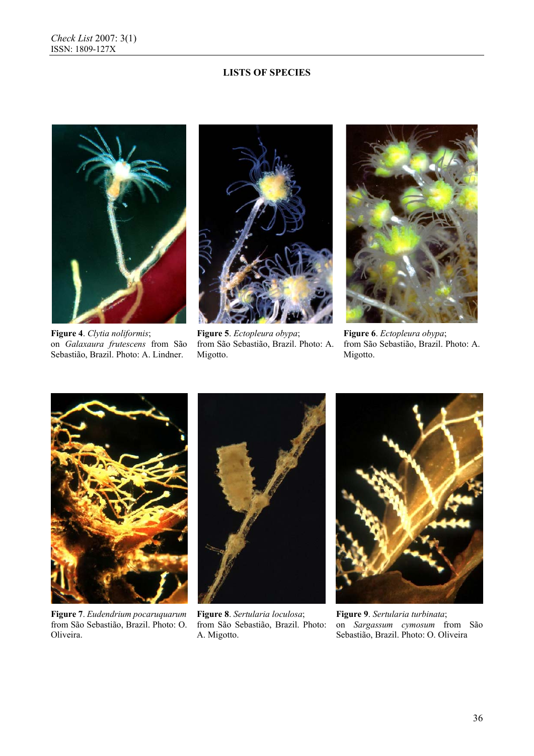## LISTS OF SPECIES

**Figure 4**. *Clytia noliformis*; on *Galaxaura frutescens* from São Sebastião, Brazil. Photo: A. Lindner.

**Figure 5**. *Ectopleura obypa*; from São Sebastião, Brazil. Photo: A. Migotto.

**Figure 6**. *Ectopleura obypa*; from São Sebastião, Brazil. Photo: A. Migotto.

**Figure 7**. *Eudendrium pocaruquarum* from São Sebastião, Brazil. Photo: O. Oliveira.

**Figure 8**. *Sertularia loculosa*; from São Sebastião, Brazil. Photo: A. Migotto.

**Figure 9**. *Sertularia turbinata*; on *Sargassum cymosum* from São Sebastião, Brazil. Photo: O. Oliveira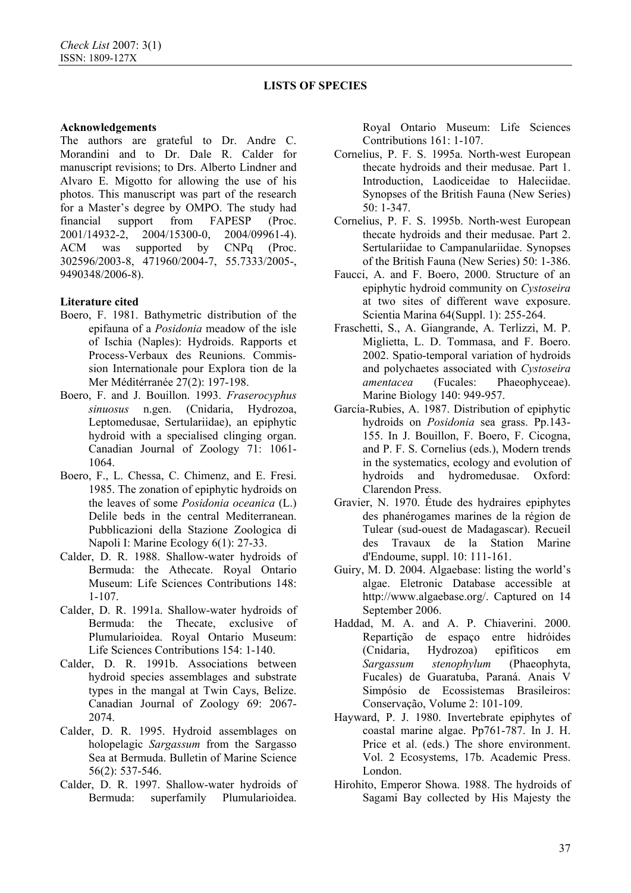**LISTS OF SPECIES**

**Acknowledgements**

The authors are grateful to Dr. Andre C. Morandini and to Dr. Dale R. Calder for manuscript revisions; to Drs. Alberto Lindner and Alvaro E. Migotto for allowing the use of his photos. This manuscript was part of the research for a Master's degree by OMPO. The study had financial support from FAPESP (Proc. 2001/14932-2, 2004/15300-0, 2004/09961-4). ACM was supported by CNPq (Proc. 302596/2003-8, 471960/2004-7, 55.7333/2005-, 9490348/2006-8).

**Literature cited**

Boero, F. 1981. Bathymetric distribution of the epifauna of a *Posidonia* meadow of the isle of Ischia (Naples): Hydroids. Rapports et Process-Verbaux des Reunions. Commission Internationale pour Explora tion de la Mer Méditérranée 27(2): 197-198.

Boero, F. and J. Bouillon. 1993. *Fraserocyphus sinuosus* n.gen. (Cnidaria, Hydrozoa, Leptomedusae, Sertulariidae), an epiphytic hydroid with a specialised clinging organ. Canadian Journal of Zoology 71: 1061-1064.

Boero, F., L. Chessa, C. Chimenz, and E. Fresi. 1985. The zonation of epiphytic hydroids on the leaves of some *Posidonia oceanica* (L.) Delile beds in the central Mediterranean. Pubblicazioni della Stazione Zoologica di Napoli I: Marine Ecology 6(1): 27-33.

Calder, D. R. 1988. Shallow-water hydroids of Bermuda: the Athecate. Royal Ontario Museum: Life Sciences Contributions 148: 1-107.

Calder, D. R. 1991a. Shallow-water hydroids of Bermuda: the Thecate, exclusive of Plumularioidea. Royal Ontario Museum: Life Sciences Contributions 154: 1-140.

Calder, D. R. 1991b. Associations between hydroid species assemblages and substrate types in the mangal at Twin Cays, Belize. Canadian Journal of Zoology 69: 2067-2074.

Calder, D. R. 1995. Hydroid assemblages on holopelagic *Sargassum* from the Sargasso Sea at Bermuda. Bulletin of Marine Science 56(2): 537-546.

Calder, D. R. 1997. Shallow-water hydroids of Bermuda: superfamily Plumularioidea. Royal Ontario Museum: Life Sciences Contributions 161: 1-107.

Cornelius, P. F. S. 1995a. North-west European thecate hydroids and their medusae. Part 1. Introduction, Laodiceidae to Haleciidae. Synopses of the British Fauna (New Series) 50: 1-347.

Cornelius, P. F. S. 1995b. North-west European thecate hydroids and their medusae. Part 2. Sertulariidae to Campanulariidae. Synopses of the British Fauna (New Series) 50: 1-386.

Faucci, A. and F. Boero, 2000. Structure of an epiphytic hydroid community on *Cystoseira* at two sites of different wave exposure. Scientia Marina 64(Suppl. 1): 255-264.

Fraschetti, S., A. Giangrande, A. Terlizzi, M. P. Miglietta, L. D. Tommasa, and F. Boero. 2002. Spatio-temporal variation of hydroids and polychaetes associated with *Cystoseira amentacea* (Fucales: Phaeophyceae). Marine Biology 140: 949-957.

García-Rubies, A. 1987. Distribution of epiphytic hydroids on *Posidonia* sea grass. Pp.143-155. In J. Bouillon, F. Boero, F. Cicogna, and P. F. S. Cornelius (eds.), Modern trends in the systematics, ecology and evolution of hydroids and hydromedusae. Oxford: Clarendon Press.

Gravier, N. 1970. Étude des hydraires epiphytes des phanérogames marines de la région de Tulear (sud-ouest de Madagascar). Recueil des Travaux de la Station Marine d'Endoume, suppl. 10: 111-161.

Guiry, M. D. 2004. Algaebase: listing the world's algae. Eletronic Database accessible at http://www.algaebase.org/. Captured on 14 September 2006.

Haddad, M. A. and A. P. Chiaverini. 2000. Repartição de espaço entre hidróides (Cnidaria, Hydrozoa) epifíticos em *Sargassum stenophylum* (Phaeophyta, Fucales) de Guaratuba, Paraná. Anais V Simpósio de Ecossistemas Brasileiros: Conservação, Volume 2: 101-109.

Hayward, P. J. 1980. Invertebrate epiphytes of coastal marine algae. Pp761-787. In J. H. Price et al. (eds.) The shore environment. Vol. 2 Ecosystems, 17b. Academic Press. London.

Hirohito, Emperor Showa. 1988. The hydroids of Sagami Bay collected by His Majesty the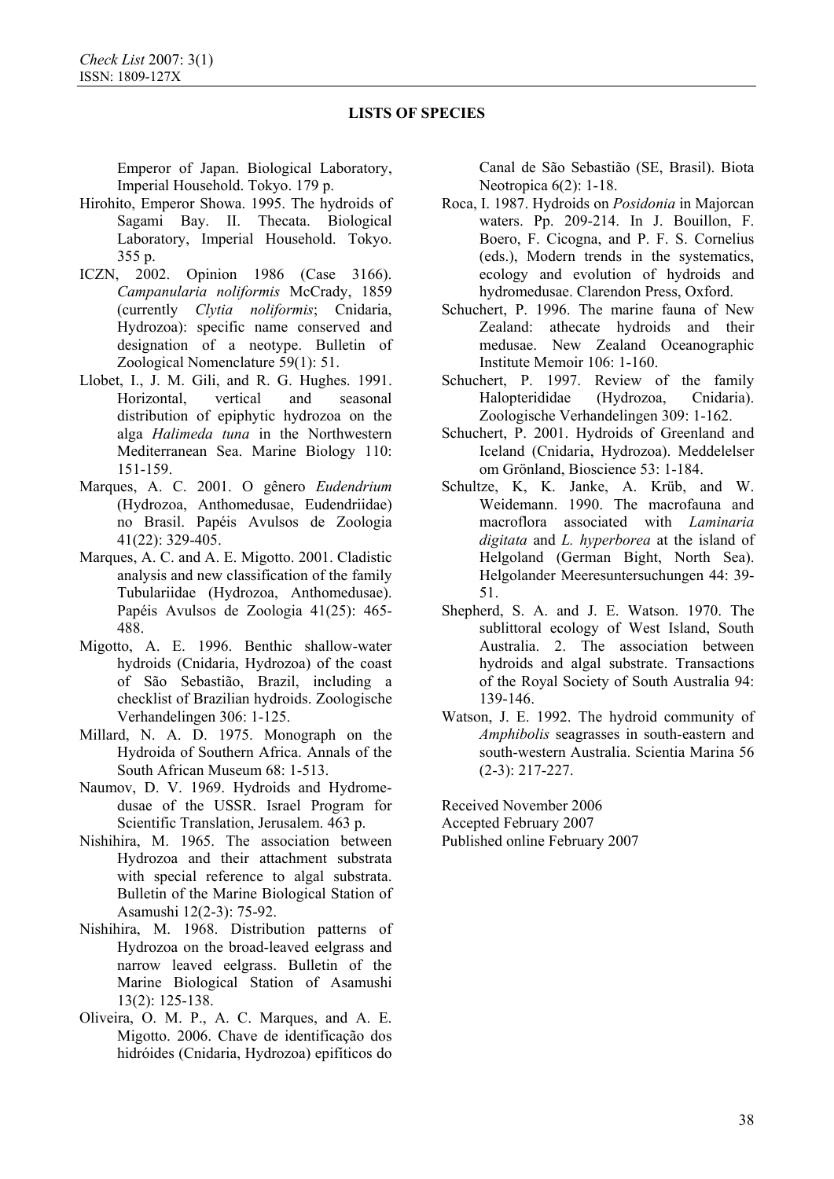Emperor of Japan. Biological Laboratory, Imperial Household. Tokyo. 179 p.

Hirohito, Emperor Showa. 1995. The hydroids of Sagami Bay. II. Thecata. Biological Laboratory, Imperial Household. Tokyo. 355 p.

ICZN, 2002. Opinion 1986 (Case 3166). *Campanularia noliformis* McCrady, 1859 (currently *Clytia noliformis*; Cnidaria, Hydrozoa): specific name conserved and designation of a neotype. Bulletin of Zoological Nomenclature 59(1): 51.

Llobet, I., J. M. Gili, and R. G. Hughes. 1991. Horizontal, vertical and seasonal distribution of epiphytic hydrozoa on the alga *Halimeda tuna* in the Northwestern Mediterranean Sea. Marine Biology 110: 151-159.

Marques, A. C. 2001. O gênero *Eudendrium* (Hydrozoa, Anthomedusae, Eudendriidae) no Brasil. Papéis Avulsos de Zoologia 41(22): 329-405.

Marques, A. C. and A. E. Migotto. 2001. Cladistic analysis and new classification of the family Tubulariidae (Hydrozoa, Anthomedusae). Papéis Avulsos de Zoologia 41(25): 465-488.

Migotto, A. E. 1996. Benthic shallow-water hydroids (Cnidaria, Hydrozoa) of the coast of São Sebastião, Brazil, including a checklist of Brazilian hydroids. Zoologische Verhandelingen 306: 1-125.

Millard, N. A. D. 1975. Monograph on the Hydroida of Southern Africa. Annals of the South African Museum 68: 1-513.

Naumov, D. V. 1969. Hydroids and Hydromedusae of the USSR. Israel Program for Scientific Translation, Jerusalem. 463 p.

Nishihira, M. 1965. The association between Hydrozoa and their attachment substrata with special reference to algal substrata. Bulletin of the Marine Biological Station of Asamushi 12(2-3): 75-92.

Nishihira, M. 1968. Distribution patterns of Hydrozoa on the broad-leaved eelgrass and narrow leaved eelgrass. Bulletin of the Marine Biological Station of Asamushi 13(2): 125-138.

Oliveira, O. M. P., A. C. Marques, and A. E. Migotto. 2006. Chave de identificação dos hidróides (Cnidaria, Hydrozoa) epifíticos do Canal de São Sebastião (SE, Brasil). Biota Neotropica 6(2): 1-18.

Roca, I. 1987. Hydroids on *Posidonia* in Majorcan waters. Pp. 209-214. In J. Bouillon, F. Boero, F. Cicogna, and P. F. S. Cornelius (eds.), Modern trends in the systematics, ecology and evolution of hydroids and hydromedusae. Clarendon Press, Oxford.

Schuchert, P. 1996. The marine fauna of New Zealand: athecate hydroids and their medusae. New Zealand Oceanographic Institute Memoir 106: 1-160.

Schuchert, P. 1997. Review of the family Halopterididae (Hydrozoa, Cnidaria). Zoologische Verhandelingen 309: 1-162.

Schuchert, P. 2001. Hydroids of Greenland and Iceland (Cnidaria, Hydrozoa). Meddelelser om Grönland, Bioscience 53: 1-184.

Schultze, K, K. Janke, A. Krüb, and W. Weidemann. 1990. The macrofauna and macroflora associated with *Laminaria digitata* and *L. hyperborea* at the island of Helgoland (German Bight, North Sea). Helgolander Meeresuntersuchungen 44: 39-51.

Shepherd, S. A. and J. E. Watson. 1970. The sublittoral ecology of West Island, South Australia. 2. The association between hydroids and algal substrate. Transactions of the Royal Society of South Australia 94: 139-146.

Watson, J. E. 1992. The hydroid community of *Amphibolis* seagrasses in south-eastern and south-western Australia. Scientia Marina 56 (2-3): 217-227.

Received November 2006
Accepted February 2007
Published online February 2007